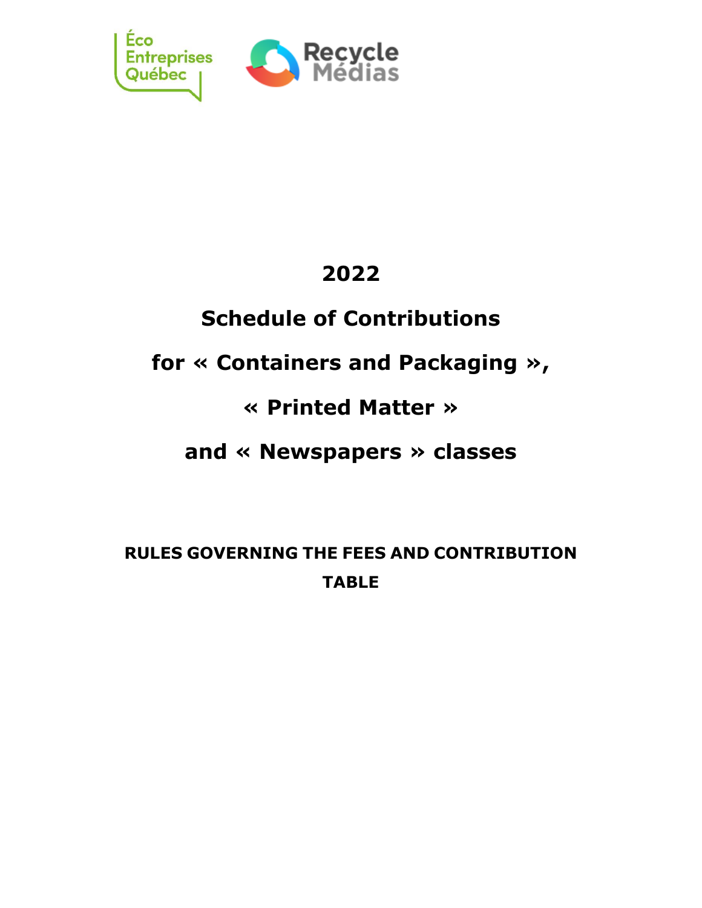# 2022

# Schedule of Contributions

# for « Containers and Packaging »,

# « Printed Matter »

# and « Newspapers » classes

**RULES GOVERNING THE FEES AND CONTRIBUTION TABLE**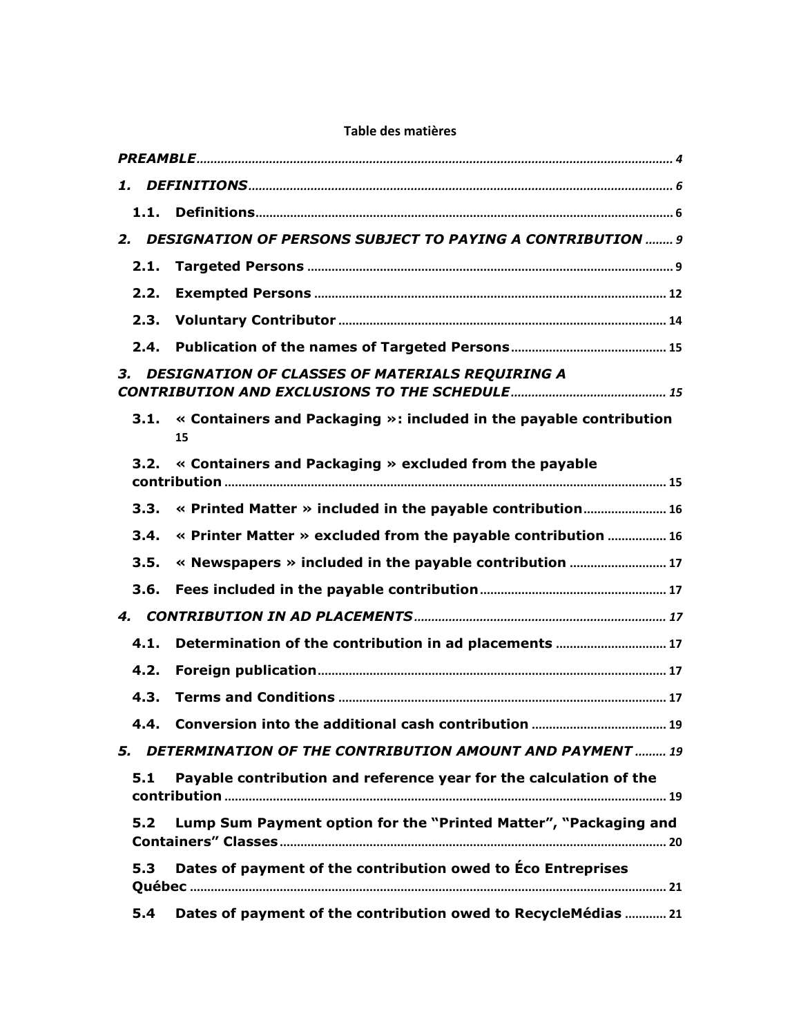**Table des matières**

*PREAMBLE* ........ *4*

1. *DEFINITIONS* ........ *6*
   - **1.1. Definitions** ........ 6
2. *DESIGNATION OF PERSONS SUBJECT TO PAYING A CONTRIBUTION* ........ *9*
   - **2.1. Targeted Persons** ........ 9
   - **2.2. Exempted Persons** ........ 12
   - **2.3. Voluntary Contributor** ........ 14
   - **2.4. Publication of the names of Targeted Persons** ........ 15
3. *DESIGNATION OF CLASSES OF MATERIALS REQUIRING A CONTRIBUTION AND EXCLUSIONS TO THE SCHEDULE* ........ *15*
   - **3.1. « Containers and Packaging »: included in the payable contribution** 15
   - **3.2. « Containers and Packaging » excluded from the payable contribution** ........ 15
   - **3.3. « Printed Matter » included in the payable contribution** ........ 16
   - **3.4. « Printer Matter » excluded from the payable contribution** ........ 16
   - **3.5. « Newspapers » included in the payable contribution** ........ 17
   - **3.6. Fees included in the payable contribution** ........ 17
4. *CONTRIBUTION IN AD PLACEMENTS* ........ *17*
   - **4.1. Determination of the contribution in ad placements** ........ 17
   - **4.2. Foreign publication** ........ 17
   - **4.3. Terms and Conditions** ........ 17
   - **4.4. Conversion into the additional cash contribution** ........ 19
5. *DETERMINATION OF THE CONTRIBUTION AMOUNT AND PAYMENT* ........ *19*
   - **5.1 Payable contribution and reference year for the calculation of the contribution** ........ 19
   - **5.2 Lump Sum Payment option for the "Printed Matter", "Packaging and Containers" Classes** ........ 20
   - **5.3 Dates of payment of the contribution owed to Éco Entreprises Québec** ........ 21
   - **5.4 Dates of payment of the contribution owed to RecycleMédias** ........ 21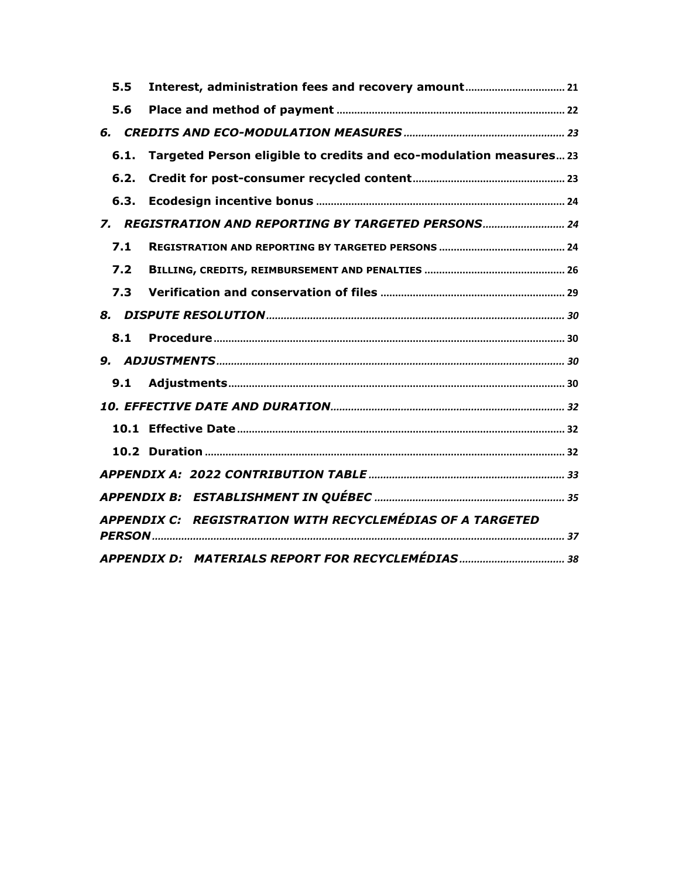- **5.5 Interest, administration fees and recovery amount** ..... 21
- **5.6 Place and method of payment** ..... 22

***6. CREDITS AND ECO-MODULATION MEASURES*** ..... *23*

- **6.1. Targeted Person eligible to credits and eco-modulation measures** ... 23
- **6.2. Credit for post-consumer recycled content** ..... 23
- **6.3. Ecodesign incentive bonus** ..... 24

***7. REGISTRATION AND REPORTING BY TARGETED PERSONS*** ..... *24*

- **7.1 REGISTRATION AND REPORTING BY TARGETED PERSONS** ..... 24
- **7.2 BILLING, CREDITS, REIMBURSEMENT AND PENALTIES** ..... 26
- **7.3 Verification and conservation of files** ..... 29

***8. DISPUTE RESOLUTION*** ..... *30*

- **8.1 Procedure** ..... 30

***9. ADJUSTMENTS*** ..... *30*

- **9.1 Adjustments** ..... 30

***10. EFFECTIVE DATE AND DURATION*** ..... *32*

- **10.1 Effective Date** ..... 32
- **10.2 Duration** ..... 32

***APPENDIX A: 2022 CONTRIBUTION TABLE*** ..... *33*

***APPENDIX B: ESTABLISHMENT IN QUÉBEC*** ..... *35*

***APPENDIX C: REGISTRATION WITH RECYCLEMÉDIAS OF A TARGETED PERSON*** ..... *37*

***APPENDIX D: MATERIALS REPORT FOR RECYCLEMÉDIAS*** ..... *38*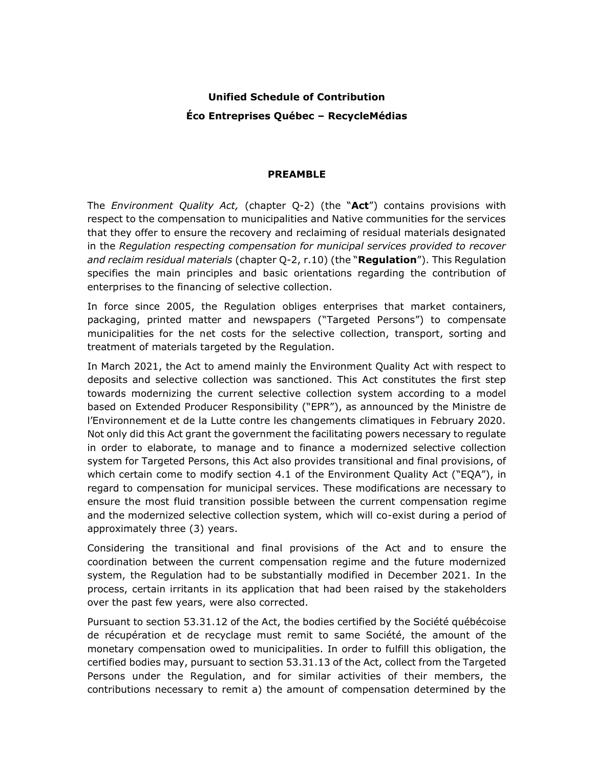**Unified Schedule of Contribution**

**Éco Entreprises Québec – RecycleMédias**

## PREAMBLE

The *Environment Quality Act,* (chapter Q-2) (the "**Act**") contains provisions with respect to the compensation to municipalities and Native communities for the services that they offer to ensure the recovery and reclaiming of residual materials designated in the *Regulation respecting compensation for municipal services provided to recover and reclaim residual materials* (chapter Q-2, r.10) (the "**Regulation**"). This Regulation specifies the main principles and basic orientations regarding the contribution of enterprises to the financing of selective collection.

In force since 2005, the Regulation obliges enterprises that market containers, packaging, printed matter and newspapers ("Targeted Persons") to compensate municipalities for the net costs for the selective collection, transport, sorting and treatment of materials targeted by the Regulation.

In March 2021, the Act to amend mainly the Environment Quality Act with respect to deposits and selective collection was sanctioned. This Act constitutes the first step towards modernizing the current selective collection system according to a model based on Extended Producer Responsibility ("EPR"), as announced by the Ministre de l'Environnement et de la Lutte contre les changements climatiques in February 2020. Not only did this Act grant the government the facilitating powers necessary to regulate in order to elaborate, to manage and to finance a modernized selective collection system for Targeted Persons, this Act also provides transitional and final provisions, of which certain come to modify section 4.1 of the Environment Quality Act ("EQA"), in regard to compensation for municipal services. These modifications are necessary to ensure the most fluid transition possible between the current compensation regime and the modernized selective collection system, which will co-exist during a period of approximately three (3) years.

Considering the transitional and final provisions of the Act and to ensure the coordination between the current compensation regime and the future modernized system, the Regulation had to be substantially modified in December 2021. In the process, certain irritants in its application that had been raised by the stakeholders over the past few years, were also corrected.

Pursuant to section 53.31.12 of the Act, the bodies certified by the Société québécoise de récupération et de recyclage must remit to same Société, the amount of the monetary compensation owed to municipalities. In order to fulfill this obligation, the certified bodies may, pursuant to section 53.31.13 of the Act, collect from the Targeted Persons under the Regulation, and for similar activities of their members, the contributions necessary to remit a) the amount of compensation determined by the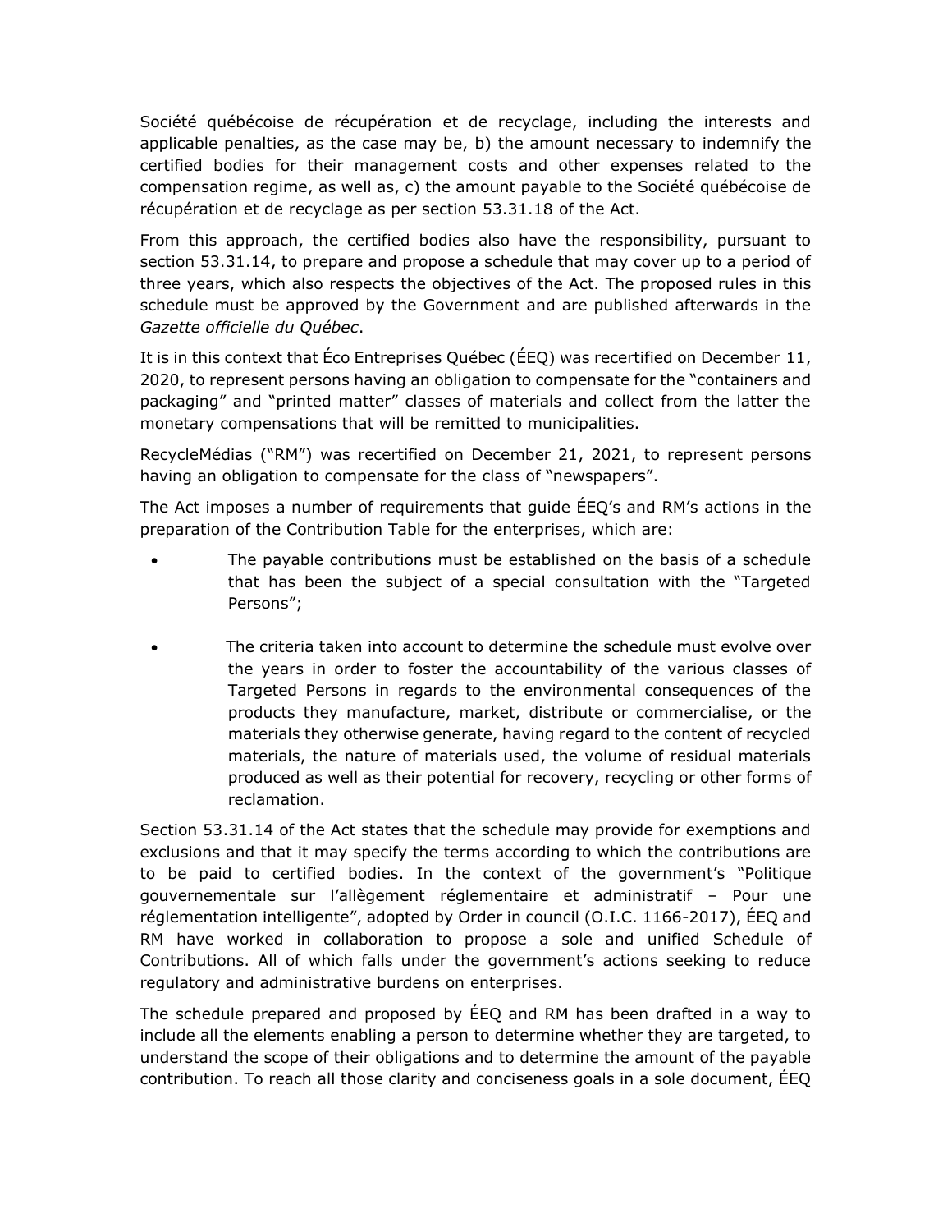Société québécoise de récupération et de recyclage, including the interests and applicable penalties, as the case may be, b) the amount necessary to indemnify the certified bodies for their management costs and other expenses related to the compensation regime, as well as, c) the amount payable to the Société québécoise de récupération et de recyclage as per section 53.31.18 of the Act.

From this approach, the certified bodies also have the responsibility, pursuant to section 53.31.14, to prepare and propose a schedule that may cover up to a period of three years, which also respects the objectives of the Act. The proposed rules in this schedule must be approved by the Government and are published afterwards in the *Gazette officielle du Québec*.

It is in this context that Éco Entreprises Québec (ÉEQ) was recertified on December 11, 2020, to represent persons having an obligation to compensate for the "containers and packaging" and "printed matter" classes of materials and collect from the latter the monetary compensations that will be remitted to municipalities.

RecycleMédias ("RM") was recertified on December 21, 2021, to represent persons having an obligation to compensate for the class of "newspapers".

The Act imposes a number of requirements that guide ÉEQ's and RM's actions in the preparation of the Contribution Table for the enterprises, which are:

- The payable contributions must be established on the basis of a schedule that has been the subject of a special consultation with the "Targeted Persons";
- The criteria taken into account to determine the schedule must evolve over the years in order to foster the accountability of the various classes of Targeted Persons in regards to the environmental consequences of the products they manufacture, market, distribute or commercialise, or the materials they otherwise generate, having regard to the content of recycled materials, the nature of materials used, the volume of residual materials produced as well as their potential for recovery, recycling or other forms of reclamation.

Section 53.31.14 of the Act states that the schedule may provide for exemptions and exclusions and that it may specify the terms according to which the contributions are to be paid to certified bodies. In the context of the government's "Politique gouvernementale sur l'allègement réglementaire et administratif – Pour une réglementation intelligente", adopted by Order in council (O.I.C. 1166-2017), ÉEQ and RM have worked in collaboration to propose a sole and unified Schedule of Contributions. All of which falls under the government's actions seeking to reduce regulatory and administrative burdens on enterprises.

The schedule prepared and proposed by ÉEQ and RM has been drafted in a way to include all the elements enabling a person to determine whether they are targeted, to understand the scope of their obligations and to determine the amount of the payable contribution. To reach all those clarity and conciseness goals in a sole document, ÉEQ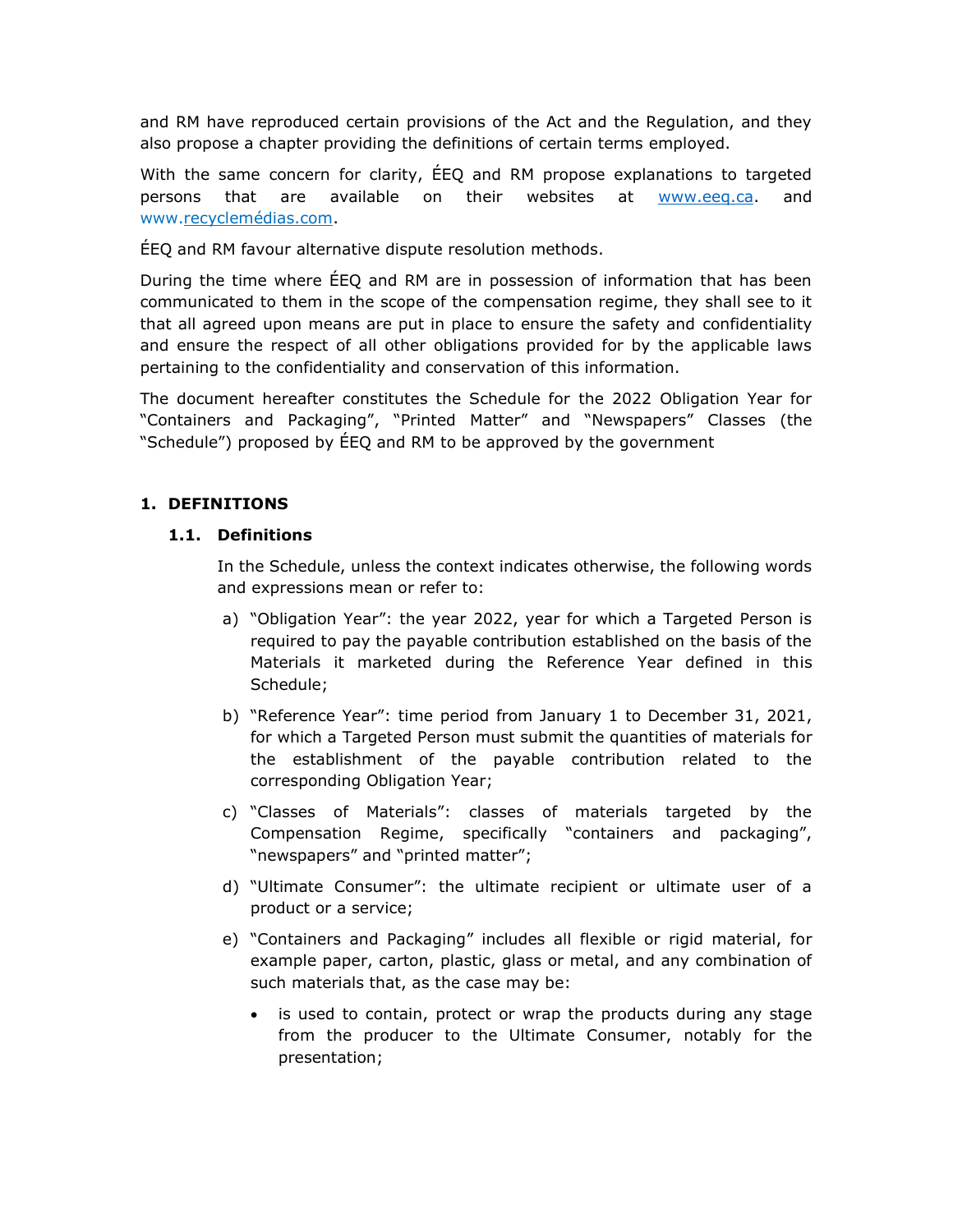and RM have reproduced certain provisions of the Act and the Regulation, and they also propose a chapter providing the definitions of certain terms employed.

With the same concern for clarity, ÉEQ and RM propose explanations to targeted persons that are available on their websites at www.eeq.ca. and www.recyclemédias.com.

ÉEQ and RM favour alternative dispute resolution methods.

During the time where ÉEQ and RM are in possession of information that has been communicated to them in the scope of the compensation regime, they shall see to it that all agreed upon means are put in place to ensure the safety and confidentiality and ensure the respect of all other obligations provided for by the applicable laws pertaining to the confidentiality and conservation of this information.

The document hereafter constitutes the Schedule for the 2022 Obligation Year for "Containers and Packaging", "Printed Matter" and "Newspapers" Classes (the "Schedule") proposed by ÉEQ and RM to be approved by the government

## 1. DEFINITIONS

### 1.1. Definitions

In the Schedule, unless the context indicates otherwise, the following words and expressions mean or refer to:

a) "Obligation Year": the year 2022, year for which a Targeted Person is required to pay the payable contribution established on the basis of the Materials it marketed during the Reference Year defined in this Schedule;

b) "Reference Year": time period from January 1 to December 31, 2021, for which a Targeted Person must submit the quantities of materials for the establishment of the payable contribution related to the corresponding Obligation Year;

c) "Classes of Materials": classes of materials targeted by the Compensation Regime, specifically "containers and packaging", "newspapers" and "printed matter";

d) "Ultimate Consumer": the ultimate recipient or ultimate user of a product or a service;

e) "Containers and Packaging" includes all flexible or rigid material, for example paper, carton, plastic, glass or metal, and any combination of such materials that, as the case may be:

- is used to contain, protect or wrap the products during any stage from the producer to the Ultimate Consumer, notably for the presentation;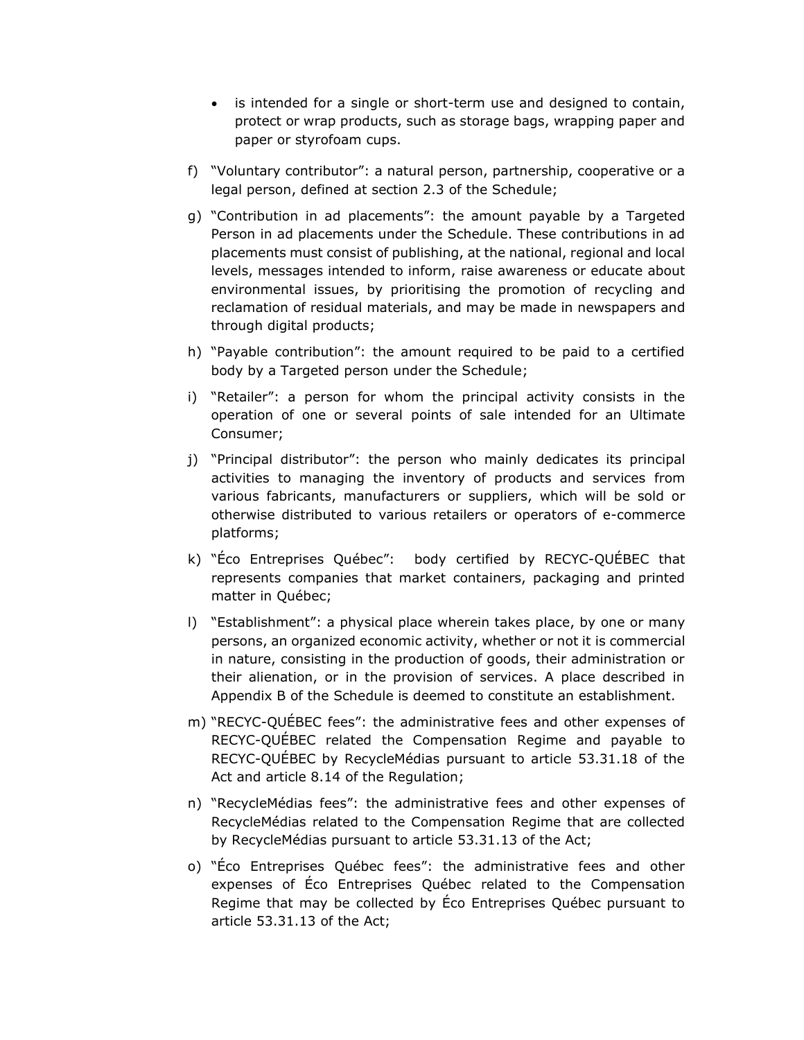- is intended for a single or short-term use and designed to contain, protect or wrap products, such as storage bags, wrapping paper and paper or styrofoam cups.

f) "Voluntary contributor": a natural person, partnership, cooperative or a legal person, defined at section 2.3 of the Schedule;

g) "Contribution in ad placements": the amount payable by a Targeted Person in ad placements under the Schedule. These contributions in ad placements must consist of publishing, at the national, regional and local levels, messages intended to inform, raise awareness or educate about environmental issues, by prioritising the promotion of recycling and reclamation of residual materials, and may be made in newspapers and through digital products;

h) "Payable contribution": the amount required to be paid to a certified body by a Targeted person under the Schedule;

i) "Retailer": a person for whom the principal activity consists in the operation of one or several points of sale intended for an Ultimate Consumer;

j) "Principal distributor": the person who mainly dedicates its principal activities to managing the inventory of products and services from various fabricants, manufacturers or suppliers, which will be sold or otherwise distributed to various retailers or operators of e-commerce platforms;

k) "Éco Entreprises Québec": body certified by RECYC-QUÉBEC that represents companies that market containers, packaging and printed matter in Québec;

l) "Establishment": a physical place wherein takes place, by one or many persons, an organized economic activity, whether or not it is commercial in nature, consisting in the production of goods, their administration or their alienation, or in the provision of services. A place described in Appendix B of the Schedule is deemed to constitute an establishment.

m) "RECYC-QUÉBEC fees": the administrative fees and other expenses of RECYC-QUÉBEC related the Compensation Regime and payable to RECYC-QUÉBEC by RecycleMédias pursuant to article 53.31.18 of the Act and article 8.14 of the Regulation;

n) "RecycleMédias fees": the administrative fees and other expenses of RecycleMédias related to the Compensation Regime that are collected by RecycleMédias pursuant to article 53.31.13 of the Act;

o) "Éco Entreprises Québec fees": the administrative fees and other expenses of Éco Entreprises Québec related to the Compensation Regime that may be collected by Éco Entreprises Québec pursuant to article 53.31.13 of the Act;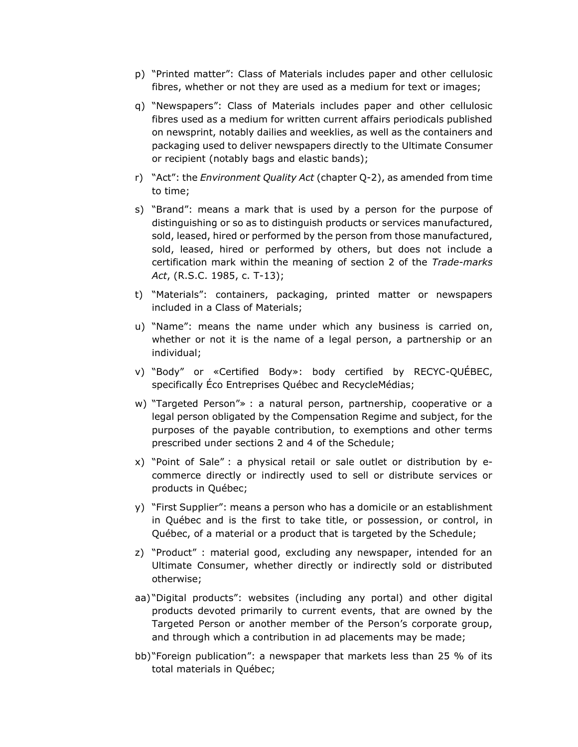p) "Printed matter": Class of Materials includes paper and other cellulosic fibres, whether or not they are used as a medium for text or images;

q) "Newspapers": Class of Materials includes paper and other cellulosic fibres used as a medium for written current affairs periodicals published on newsprint, notably dailies and weeklies, as well as the containers and packaging used to deliver newspapers directly to the Ultimate Consumer or recipient (notably bags and elastic bands);

r) "Act": the *Environment Quality Act* (chapter Q-2), as amended from time to time;

s) "Brand": means a mark that is used by a person for the purpose of distinguishing or so as to distinguish products or services manufactured, sold, leased, hired or performed by the person from those manufactured, sold, leased, hired or performed by others, but does not include a certification mark within the meaning of section 2 of the *Trade-marks Act*, (R.S.C. 1985, c. T-13);

t) "Materials": containers, packaging, printed matter or newspapers included in a Class of Materials;

u) "Name": means the name under which any business is carried on, whether or not it is the name of a legal person, a partnership or an individual;

v) "Body" or «Certified Body»: body certified by RECYC-QUÉBEC, specifically Éco Entreprises Québec and RecycleMédias;

w) "Targeted Person"» : a natural person, partnership, cooperative or a legal person obligated by the Compensation Regime and subject, for the purposes of the payable contribution, to exemptions and other terms prescribed under sections 2 and 4 of the Schedule;

x) "Point of Sale" : a physical retail or sale outlet or distribution by e-commerce directly or indirectly used to sell or distribute services or products in Québec;

y) "First Supplier": means a person who has a domicile or an establishment in Québec and is the first to take title, or possession, or control, in Québec, of a material or a product that is targeted by the Schedule;

z) "Product" : material good, excluding any newspaper, intended for an Ultimate Consumer, whether directly or indirectly sold or distributed otherwise;

aa) "Digital products": websites (including any portal) and other digital products devoted primarily to current events, that are owned by the Targeted Person or another member of the Person's corporate group, and through which a contribution in ad placements may be made;

bb) "Foreign publication": a newspaper that markets less than 25 % of its total materials in Québec;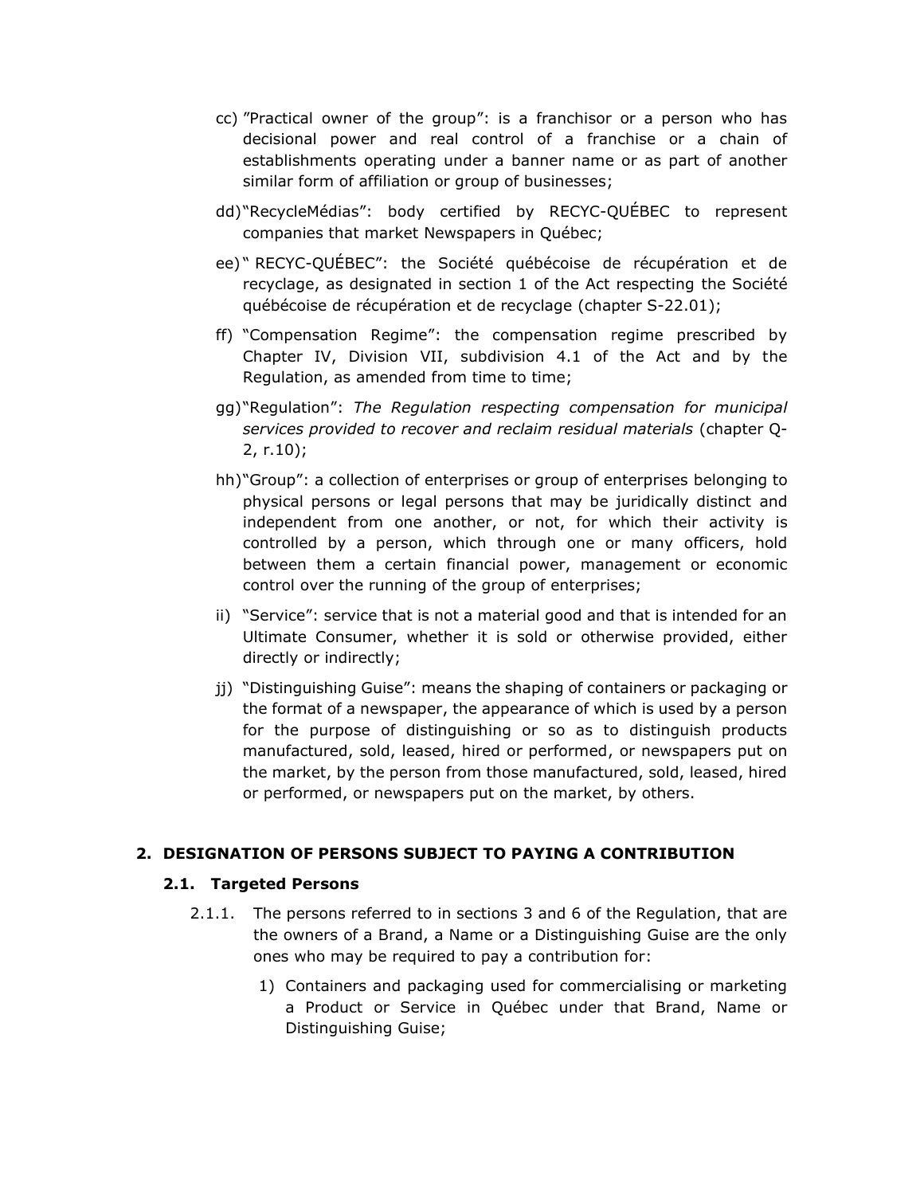cc) "Practical owner of the group": is a franchisor or a person who has decisional power and real control of a franchise or a chain of establishments operating under a banner name or as part of another similar form of affiliation or group of businesses;

dd) "RecycleMédias": body certified by RECYC-QUÉBEC to represent companies that market Newspapers in Québec;

ee) " RECYC-QUÉBEC": the Société québécoise de récupération et de recyclage, as designated in section 1 of the Act respecting the Société québécoise de récupération et de recyclage (chapter S-22.01);

ff) "Compensation Regime": the compensation regime prescribed by Chapter IV, Division VII, subdivision 4.1 of the Act and by the Regulation, as amended from time to time;

gg) "Regulation": *The Regulation respecting compensation for municipal services provided to recover and reclaim residual materials* (chapter Q-2, r.10);

hh) "Group": a collection of enterprises or group of enterprises belonging to physical persons or legal persons that may be juridically distinct and independent from one another, or not, for which their activity is controlled by a person, which through one or many officers, hold between them a certain financial power, management or economic control over the running of the group of enterprises;

ii) "Service": service that is not a material good and that is intended for an Ultimate Consumer, whether it is sold or otherwise provided, either directly or indirectly;

jj) "Distinguishing Guise": means the shaping of containers or packaging or the format of a newspaper, the appearance of which is used by a person for the purpose of distinguishing or so as to distinguish products manufactured, sold, leased, hired or performed, or newspapers put on the market, by the person from those manufactured, sold, leased, hired or performed, or newspapers put on the market, by others.

## 2. DESIGNATION OF PERSONS SUBJECT TO PAYING A CONTRIBUTION

### 2.1. Targeted Persons

2.1.1. The persons referred to in sections 3 and 6 of the Regulation, that are the owners of a Brand, a Name or a Distinguishing Guise are the only ones who may be required to pay a contribution for:

1) Containers and packaging used for commercialising or marketing a Product or Service in Québec under that Brand, Name or Distinguishing Guise;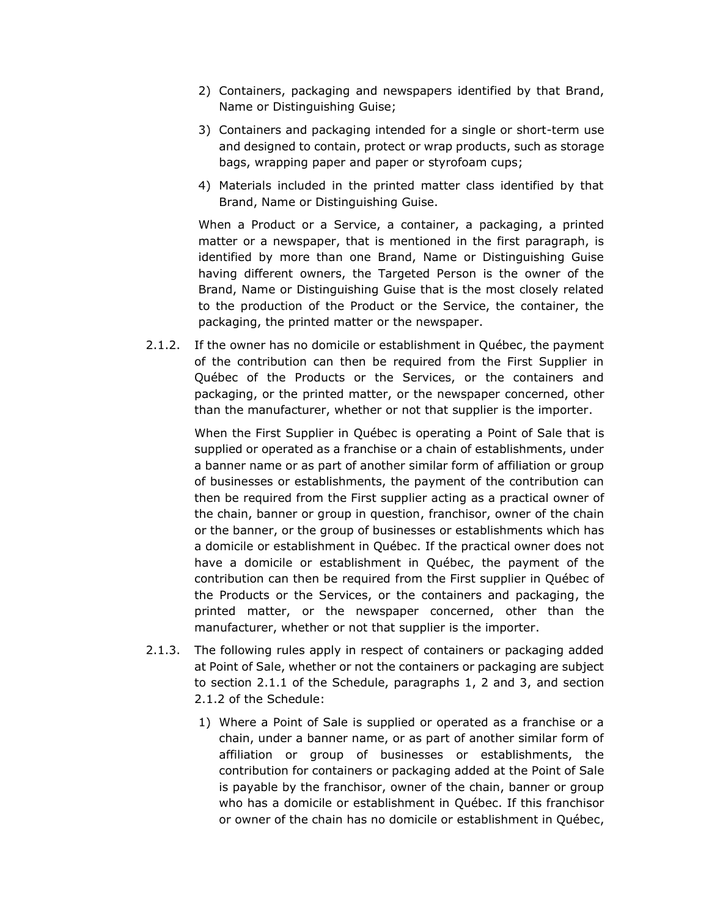2) Containers, packaging and newspapers identified by that Brand, Name or Distinguishing Guise;

3) Containers and packaging intended for a single or short-term use and designed to contain, protect or wrap products, such as storage bags, wrapping paper and paper or styrofoam cups;

4) Materials included in the printed matter class identified by that Brand, Name or Distinguishing Guise.

When a Product or a Service, a container, a packaging, a printed matter or a newspaper, that is mentioned in the first paragraph, is identified by more than one Brand, Name or Distinguishing Guise having different owners, the Targeted Person is the owner of the Brand, Name or Distinguishing Guise that is the most closely related to the production of the Product or the Service, the container, the packaging, the printed matter or the newspaper.

2.1.2. If the owner has no domicile or establishment in Québec, the payment of the contribution can then be required from the First Supplier in Québec of the Products or the Services, or the containers and packaging, or the printed matter, or the newspaper concerned, other than the manufacturer, whether or not that supplier is the importer.

When the First Supplier in Québec is operating a Point of Sale that is supplied or operated as a franchise or a chain of establishments, under a banner name or as part of another similar form of affiliation or group of businesses or establishments, the payment of the contribution can then be required from the First supplier acting as a practical owner of the chain, banner or group in question, franchisor, owner of the chain or the banner, or the group of businesses or establishments which has a domicile or establishment in Québec. If the practical owner does not have a domicile or establishment in Québec, the payment of the contribution can then be required from the First supplier in Québec of the Products or the Services, or the containers and packaging, the printed matter, or the newspaper concerned, other than the manufacturer, whether or not that supplier is the importer.

2.1.3. The following rules apply in respect of containers or packaging added at Point of Sale, whether or not the containers or packaging are subject to section 2.1.1 of the Schedule, paragraphs 1, 2 and 3, and section 2.1.2 of the Schedule:

1) Where a Point of Sale is supplied or operated as a franchise or a chain, under a banner name, or as part of another similar form of affiliation or group of businesses or establishments, the contribution for containers or packaging added at the Point of Sale is payable by the franchisor, owner of the chain, banner or group who has a domicile or establishment in Québec. If this franchisor or owner of the chain has no domicile or establishment in Québec,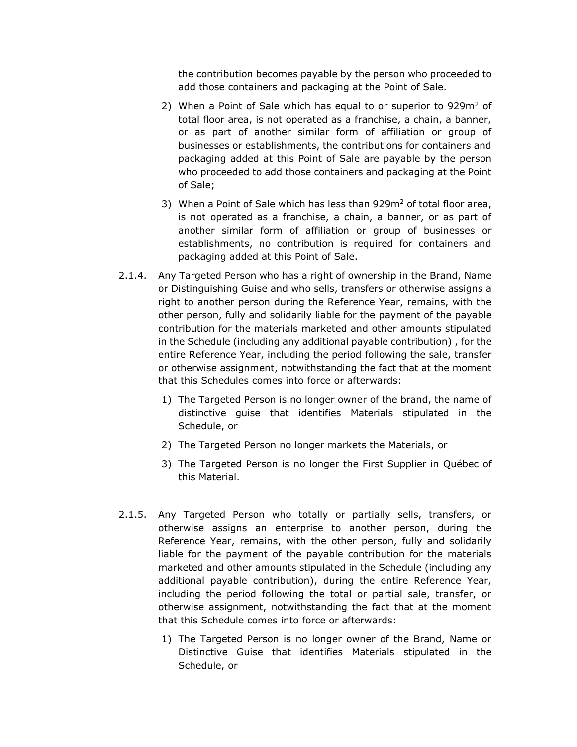the contribution becomes payable by the person who proceeded to add those containers and packaging at the Point of Sale.

2) When a Point of Sale which has equal to or superior to 929m$^2$ of total floor area, is not operated as a franchise, a chain, a banner, or as part of another similar form of affiliation or group of businesses or establishments, the contributions for containers and packaging added at this Point of Sale are payable by the person who proceeded to add those containers and packaging at the Point of Sale;

3) When a Point of Sale which has less than 929m$^2$ of total floor area, is not operated as a franchise, a chain, a banner, or as part of another similar form of affiliation or group of businesses or establishments, no contribution is required for containers and packaging added at this Point of Sale.

2.1.4. Any Targeted Person who has a right of ownership in the Brand, Name or Distinguishing Guise and who sells, transfers or otherwise assigns a right to another person during the Reference Year, remains, with the other person, fully and solidarily liable for the payment of the payable contribution for the materials marketed and other amounts stipulated in the Schedule (including any additional payable contribution) , for the entire Reference Year, including the period following the sale, transfer or otherwise assignment, notwithstanding the fact that at the moment that this Schedules comes into force or afterwards:

1) The Targeted Person is no longer owner of the brand, the name of distinctive guise that identifies Materials stipulated in the Schedule, or

2) The Targeted Person no longer markets the Materials, or

3) The Targeted Person is no longer the First Supplier in Québec of this Material.

2.1.5. Any Targeted Person who totally or partially sells, transfers, or otherwise assigns an enterprise to another person, during the Reference Year, remains, with the other person, fully and solidarily liable for the payment of the payable contribution for the materials marketed and other amounts stipulated in the Schedule (including any additional payable contribution), during the entire Reference Year, including the period following the total or partial sale, transfer, or otherwise assignment, notwithstanding the fact that at the moment that this Schedule comes into force or afterwards:

1) The Targeted Person is no longer owner of the Brand, Name or Distinctive Guise that identifies Materials stipulated in the Schedule, or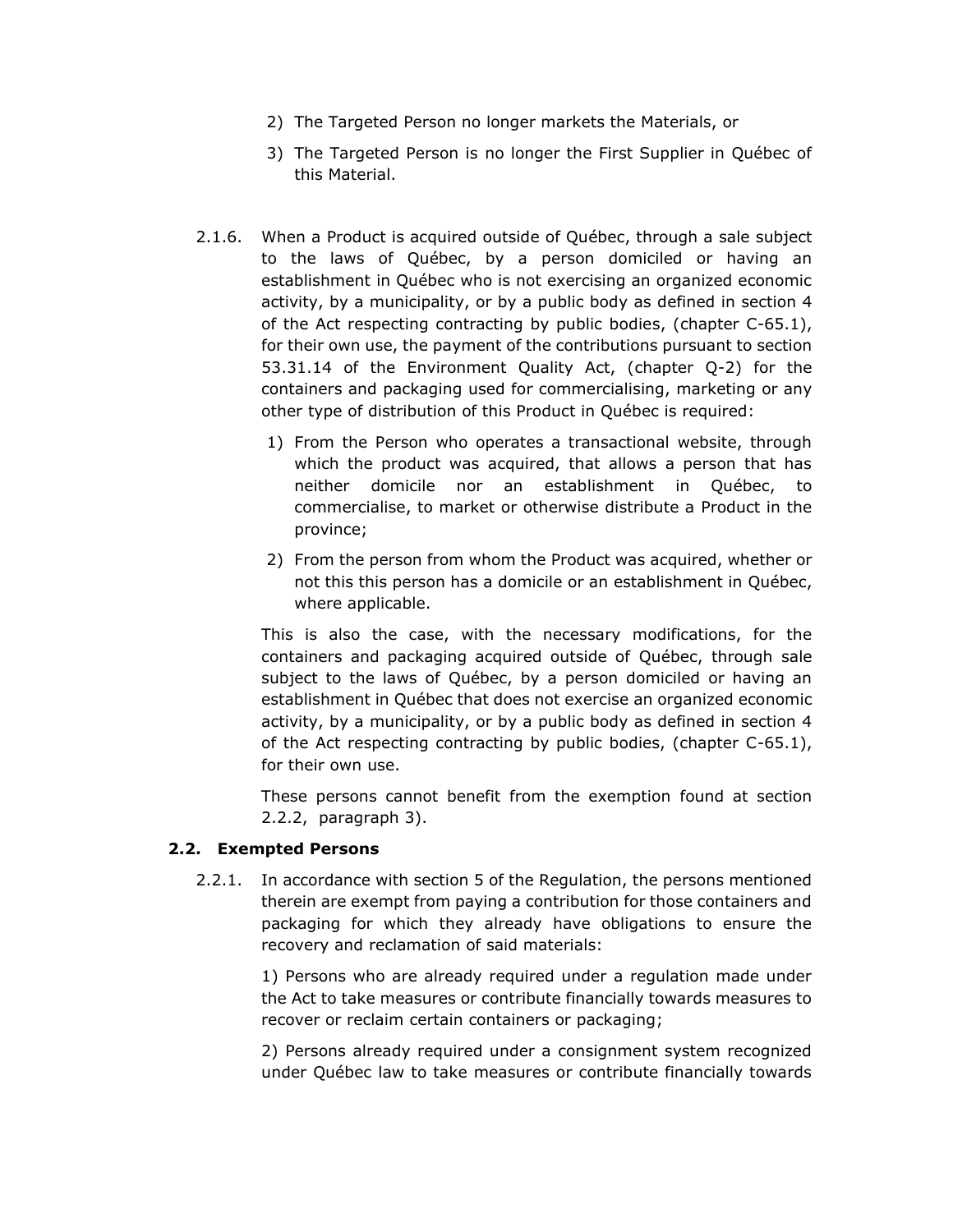2) The Targeted Person no longer markets the Materials, or

3) The Targeted Person is no longer the First Supplier in Québec of this Material.

2.1.6. When a Product is acquired outside of Québec, through a sale subject to the laws of Québec, by a person domiciled or having an establishment in Québec who is not exercising an organized economic activity, by a municipality, or by a public body as defined in section 4 of the Act respecting contracting by public bodies, (chapter C-65.1), for their own use, the payment of the contributions pursuant to section 53.31.14 of the Environment Quality Act, (chapter Q-2) for the containers and packaging used for commercialising, marketing or any other type of distribution of this Product in Québec is required:

1) From the Person who operates a transactional website, through which the product was acquired, that allows a person that has neither domicile nor an establishment in Québec, to commercialise, to market or otherwise distribute a Product in the province;

2) From the person from whom the Product was acquired, whether or not this this person has a domicile or an establishment in Québec, where applicable.

This is also the case, with the necessary modifications, for the containers and packaging acquired outside of Québec, through sale subject to the laws of Québec, by a person domiciled or having an establishment in Québec that does not exercise an organized economic activity, by a municipality, or by a public body as defined in section 4 of the Act respecting contracting by public bodies, (chapter C-65.1), for their own use.

These persons cannot benefit from the exemption found at section 2.2.2, paragraph 3).

### 2.2. Exempted Persons

2.2.1. In accordance with section 5 of the Regulation, the persons mentioned therein are exempt from paying a contribution for those containers and packaging for which they already have obligations to ensure the recovery and reclamation of said materials:

1) Persons who are already required under a regulation made under the Act to take measures or contribute financially towards measures to recover or reclaim certain containers or packaging;

2) Persons already required under a consignment system recognized under Québec law to take measures or contribute financially towards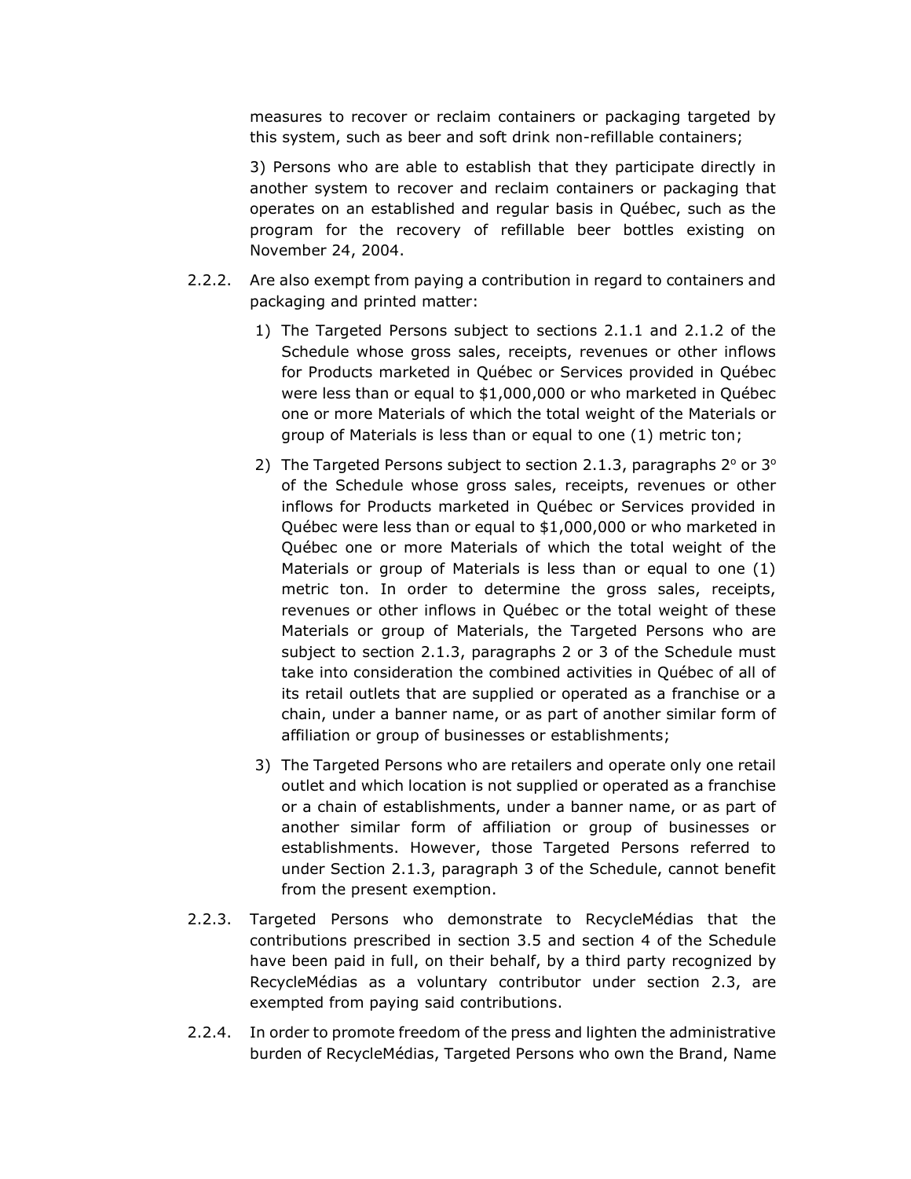measures to recover or reclaim containers or packaging targeted by this system, such as beer and soft drink non-refillable containers;

3) Persons who are able to establish that they participate directly in another system to recover and reclaim containers or packaging that operates on an established and regular basis in Québec, such as the program for the recovery of refillable beer bottles existing on November 24, 2004.

2.2.2. Are also exempt from paying a contribution in regard to containers and packaging and printed matter:

1) The Targeted Persons subject to sections 2.1.1 and 2.1.2 of the Schedule whose gross sales, receipts, revenues or other inflows for Products marketed in Québec or Services provided in Québec were less than or equal to $1,000,000 or who marketed in Québec one or more Materials of which the total weight of the Materials or group of Materials is less than or equal to one (1) metric ton;

2) The Targeted Persons subject to section 2.1.3, paragraphs 2° or 3° of the Schedule whose gross sales, receipts, revenues or other inflows for Products marketed in Québec or Services provided in Québec were less than or equal to $1,000,000 or who marketed in Québec one or more Materials of which the total weight of the Materials or group of Materials is less than or equal to one (1) metric ton. In order to determine the gross sales, receipts, revenues or other inflows in Québec or the total weight of these Materials or group of Materials, the Targeted Persons who are subject to section 2.1.3, paragraphs 2 or 3 of the Schedule must take into consideration the combined activities in Québec of all of its retail outlets that are supplied or operated as a franchise or a chain, under a banner name, or as part of another similar form of affiliation or group of businesses or establishments;

3) The Targeted Persons who are retailers and operate only one retail outlet and which location is not supplied or operated as a franchise or a chain of establishments, under a banner name, or as part of another similar form of affiliation or group of businesses or establishments. However, those Targeted Persons referred to under Section 2.1.3, paragraph 3 of the Schedule, cannot benefit from the present exemption.

2.2.3. Targeted Persons who demonstrate to RecycleMédias that the contributions prescribed in section 3.5 and section 4 of the Schedule have been paid in full, on their behalf, by a third party recognized by RecycleMédias as a voluntary contributor under section 2.3, are exempted from paying said contributions.

2.2.4. In order to promote freedom of the press and lighten the administrative burden of RecycleMédias, Targeted Persons who own the Brand, Name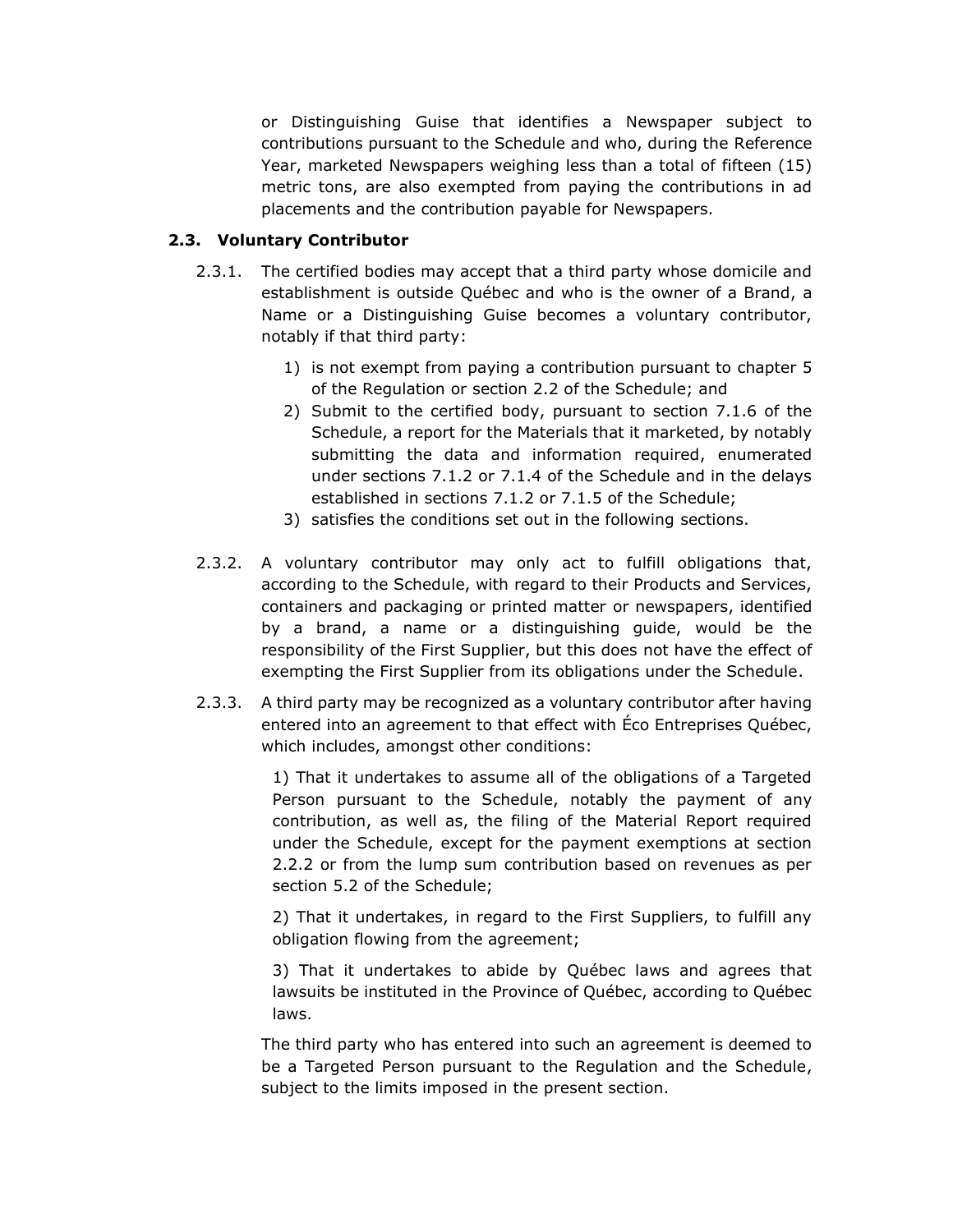or Distinguishing Guise that identifies a Newspaper subject to contributions pursuant to the Schedule and who, during the Reference Year, marketed Newspapers weighing less than a total of fifteen (15) metric tons, are also exempted from paying the contributions in ad placements and the contribution payable for Newspapers.

### 2.3. Voluntary Contributor

2.3.1. The certified bodies may accept that a third party whose domicile and establishment is outside Québec and who is the owner of a Brand, a Name or a Distinguishing Guise becomes a voluntary contributor, notably if that third party:

1) is not exempt from paying a contribution pursuant to chapter 5 of the Regulation or section 2.2 of the Schedule; and
2) Submit to the certified body, pursuant to section 7.1.6 of the Schedule, a report for the Materials that it marketed, by notably submitting the data and information required, enumerated under sections 7.1.2 or 7.1.4 of the Schedule and in the delays established in sections 7.1.2 or 7.1.5 of the Schedule;
3) satisfies the conditions set out in the following sections.

2.3.2. A voluntary contributor may only act to fulfill obligations that, according to the Schedule, with regard to their Products and Services, containers and packaging or printed matter or newspapers, identified by a brand, a name or a distinguishing guide, would be the responsibility of the First Supplier, but this does not have the effect of exempting the First Supplier from its obligations under the Schedule.

2.3.3. A third party may be recognized as a voluntary contributor after having entered into an agreement to that effect with Éco Entreprises Québec, which includes, amongst other conditions:

1) That it undertakes to assume all of the obligations of a Targeted Person pursuant to the Schedule, notably the payment of any contribution, as well as, the filing of the Material Report required under the Schedule, except for the payment exemptions at section 2.2.2 or from the lump sum contribution based on revenues as per section 5.2 of the Schedule;

2) That it undertakes, in regard to the First Suppliers, to fulfill any obligation flowing from the agreement;

3) That it undertakes to abide by Québec laws and agrees that lawsuits be instituted in the Province of Québec, according to Québec laws.

The third party who has entered into such an agreement is deemed to be a Targeted Person pursuant to the Regulation and the Schedule, subject to the limits imposed in the present section.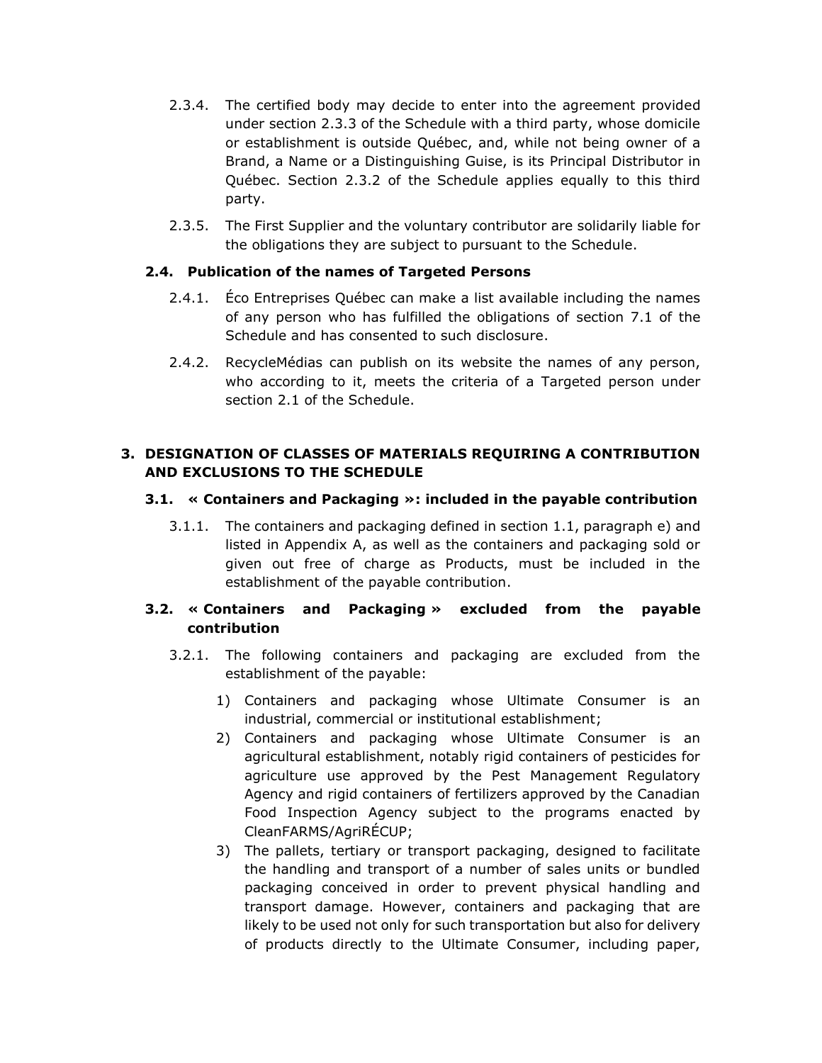2.3.4. The certified body may decide to enter into the agreement provided under section 2.3.3 of the Schedule with a third party, whose domicile or establishment is outside Québec, and, while not being owner of a Brand, a Name or a Distinguishing Guise, is its Principal Distributor in Québec. Section 2.3.2 of the Schedule applies equally to this third party.

2.3.5. The First Supplier and the voluntary contributor are solidarily liable for the obligations they are subject to pursuant to the Schedule.

### 2.4. Publication of the names of Targeted Persons

2.4.1. Éco Entreprises Québec can make a list available including the names of any person who has fulfilled the obligations of section 7.1 of the Schedule and has consented to such disclosure.

2.4.2. RecycleMédias can publish on its website the names of any person, who according to it, meets the criteria of a Targeted person under section 2.1 of the Schedule.

## 3. DESIGNATION OF CLASSES OF MATERIALS REQUIRING A CONTRIBUTION AND EXCLUSIONS TO THE SCHEDULE

### 3.1. « Containers and Packaging »: included in the payable contribution

3.1.1. The containers and packaging defined in section 1.1, paragraph e) and listed in Appendix A, as well as the containers and packaging sold or given out free of charge as Products, must be included in the establishment of the payable contribution.

### 3.2. « Containers and Packaging » excluded from the payable contribution

3.2.1. The following containers and packaging are excluded from the establishment of the payable:

1) Containers and packaging whose Ultimate Consumer is an industrial, commercial or institutional establishment;
2) Containers and packaging whose Ultimate Consumer is an agricultural establishment, notably rigid containers of pesticides for agriculture use approved by the Pest Management Regulatory Agency and rigid containers of fertilizers approved by the Canadian Food Inspection Agency subject to the programs enacted by CleanFARMS/AgriRÉCUP;
3) The pallets, tertiary or transport packaging, designed to facilitate the handling and transport of a number of sales units or bundled packaging conceived in order to prevent physical handling and transport damage. However, containers and packaging that are likely to be used not only for such transportation but also for delivery of products directly to the Ultimate Consumer, including paper,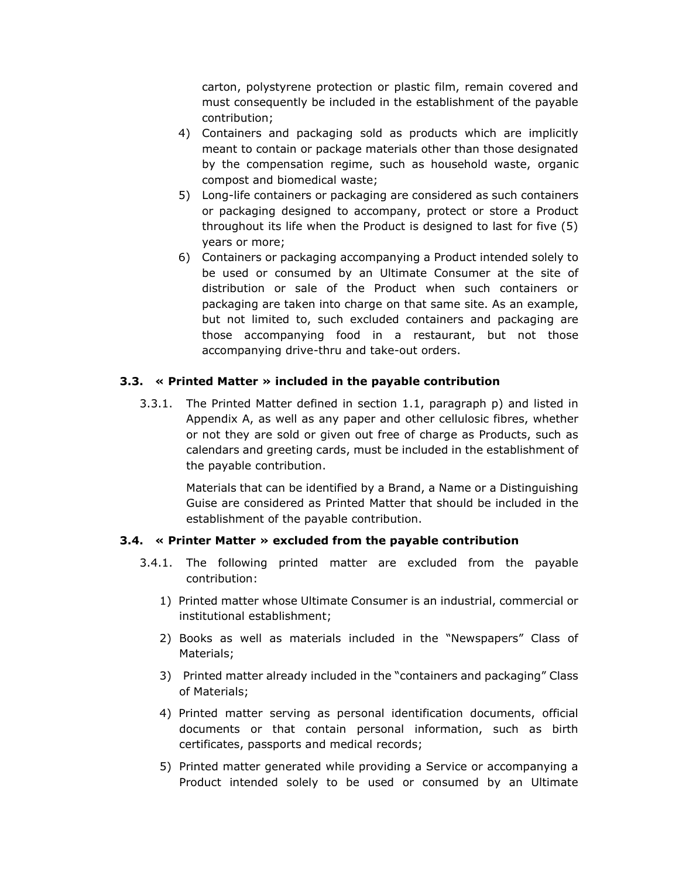carton, polystyrene protection or plastic film, remain covered and must consequently be included in the establishment of the payable contribution;

4) Containers and packaging sold as products which are implicitly meant to contain or package materials other than those designated by the compensation regime, such as household waste, organic compost and biomedical waste;
5) Long-life containers or packaging are considered as such containers or packaging designed to accompany, protect or store a Product throughout its life when the Product is designed to last for five (5) years or more;
6) Containers or packaging accompanying a Product intended solely to be used or consumed by an Ultimate Consumer at the site of distribution or sale of the Product when such containers or packaging are taken into charge on that same site. As an example, but not limited to, such excluded containers and packaging are those accompanying food in a restaurant, but not those accompanying drive-thru and take-out orders.

### 3.3. « Printed Matter » included in the payable contribution

3.3.1. The Printed Matter defined in section 1.1, paragraph p) and listed in Appendix A, as well as any paper and other cellulosic fibres, whether or not they are sold or given out free of charge as Products, such as calendars and greeting cards, must be included in the establishment of the payable contribution.

Materials that can be identified by a Brand, a Name or a Distinguishing Guise are considered as Printed Matter that should be included in the establishment of the payable contribution.

### 3.4. « Printer Matter » excluded from the payable contribution

3.4.1. The following printed matter are excluded from the payable contribution:

1) Printed matter whose Ultimate Consumer is an industrial, commercial or institutional establishment;
2) Books as well as materials included in the "Newspapers" Class of Materials;
3) Printed matter already included in the "containers and packaging" Class of Materials;
4) Printed matter serving as personal identification documents, official documents or that contain personal information, such as birth certificates, passports and medical records;
5) Printed matter generated while providing a Service or accompanying a Product intended solely to be used or consumed by an Ultimate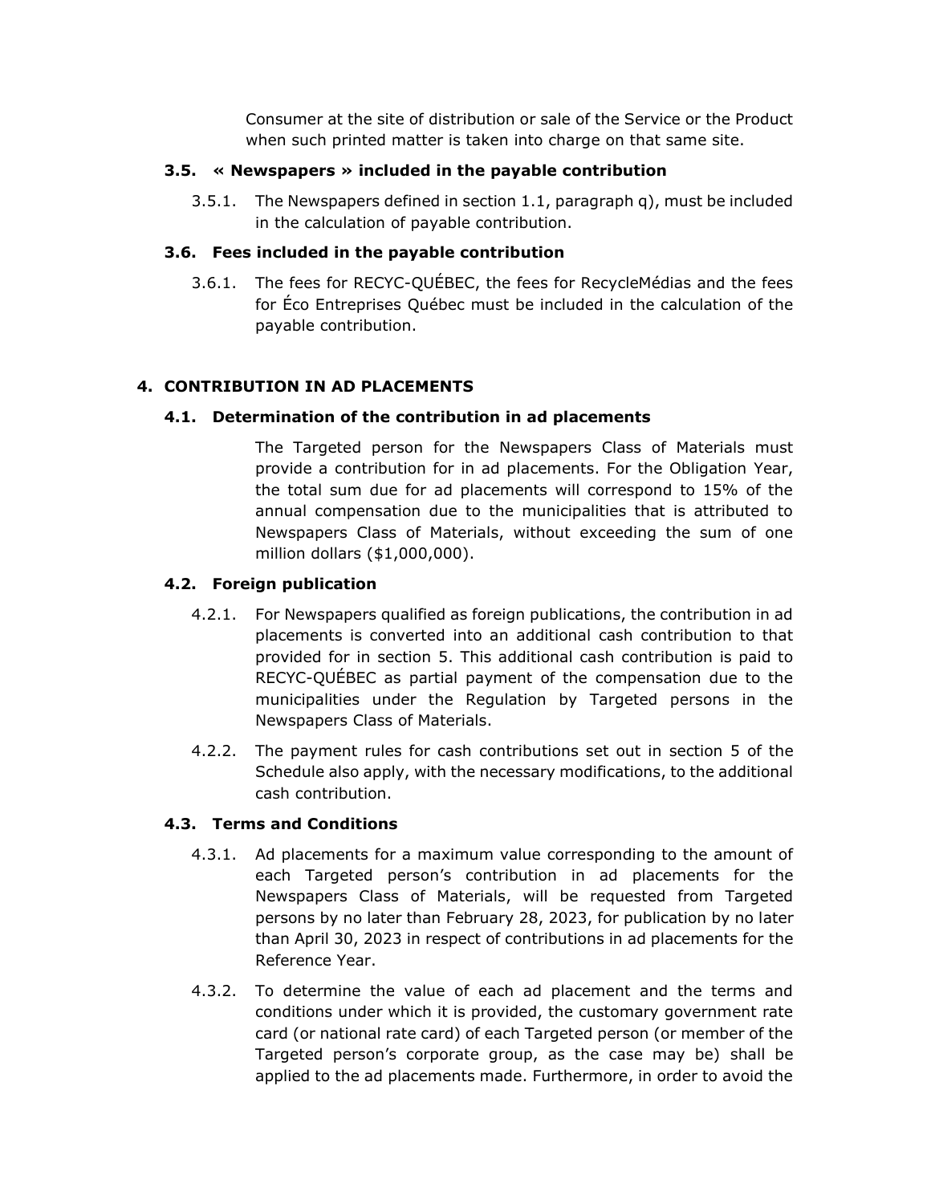Consumer at the site of distribution or sale of the Service or the Product when such printed matter is taken into charge on that same site.

### 3.5. « Newspapers » included in the payable contribution

3.5.1. The Newspapers defined in section 1.1, paragraph q), must be included in the calculation of payable contribution.

### 3.6. Fees included in the payable contribution

3.6.1. The fees for RECYC-QUÉBEC, the fees for RecycleMédias and the fees for Éco Entreprises Québec must be included in the calculation of the payable contribution.

## 4. CONTRIBUTION IN AD PLACEMENTS

### 4.1. Determination of the contribution in ad placements

The Targeted person for the Newspapers Class of Materials must provide a contribution for in ad placements. For the Obligation Year, the total sum due for ad placements will correspond to 15% of the annual compensation due to the municipalities that is attributed to Newspapers Class of Materials, without exceeding the sum of one million dollars ($1,000,000).

### 4.2. Foreign publication

4.2.1. For Newspapers qualified as foreign publications, the contribution in ad placements is converted into an additional cash contribution to that provided for in section 5. This additional cash contribution is paid to RECYC-QUÉBEC as partial payment of the compensation due to the municipalities under the Regulation by Targeted persons in the Newspapers Class of Materials.

4.2.2. The payment rules for cash contributions set out in section 5 of the Schedule also apply, with the necessary modifications, to the additional cash contribution.

### 4.3. Terms and Conditions

4.3.1. Ad placements for a maximum value corresponding to the amount of each Targeted person's contribution in ad placements for the Newspapers Class of Materials, will be requested from Targeted persons by no later than February 28, 2023, for publication by no later than April 30, 2023 in respect of contributions in ad placements for the Reference Year.

4.3.2. To determine the value of each ad placement and the terms and conditions under which it is provided, the customary government rate card (or national rate card) of each Targeted person (or member of the Targeted person's corporate group, as the case may be) shall be applied to the ad placements made. Furthermore, in order to avoid the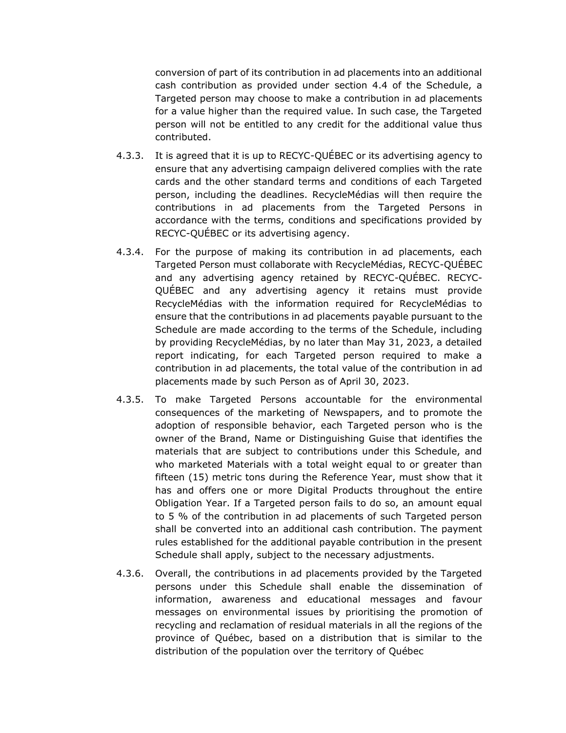conversion of part of its contribution in ad placements into an additional cash contribution as provided under section 4.4 of the Schedule, a Targeted person may choose to make a contribution in ad placements for a value higher than the required value. In such case, the Targeted person will not be entitled to any credit for the additional value thus contributed.

4.3.3. It is agreed that it is up to RECYC-QUÉBEC or its advertising agency to ensure that any advertising campaign delivered complies with the rate cards and the other standard terms and conditions of each Targeted person, including the deadlines. RecycleMédias will then require the contributions in ad placements from the Targeted Persons in accordance with the terms, conditions and specifications provided by RECYC-QUÉBEC or its advertising agency.

4.3.4. For the purpose of making its contribution in ad placements, each Targeted Person must collaborate with RecycleMédias, RECYC-QUÉBEC and any advertising agency retained by RECYC-QUÉBEC. RECYC-QUÉBEC and any advertising agency it retains must provide RecycleMédias with the information required for RecycleMédias to ensure that the contributions in ad placements payable pursuant to the Schedule are made according to the terms of the Schedule, including by providing RecycleMédias, by no later than May 31, 2023, a detailed report indicating, for each Targeted person required to make a contribution in ad placements, the total value of the contribution in ad placements made by such Person as of April 30, 2023.

4.3.5. To make Targeted Persons accountable for the environmental consequences of the marketing of Newspapers, and to promote the adoption of responsible behavior, each Targeted person who is the owner of the Brand, Name or Distinguishing Guise that identifies the materials that are subject to contributions under this Schedule, and who marketed Materials with a total weight equal to or greater than fifteen (15) metric tons during the Reference Year, must show that it has and offers one or more Digital Products throughout the entire Obligation Year. If a Targeted person fails to do so, an amount equal to 5 % of the contribution in ad placements of such Targeted person shall be converted into an additional cash contribution. The payment rules established for the additional payable contribution in the present Schedule shall apply, subject to the necessary adjustments.

4.3.6. Overall, the contributions in ad placements provided by the Targeted persons under this Schedule shall enable the dissemination of information, awareness and educational messages and favour messages on environmental issues by prioritising the promotion of recycling and reclamation of residual materials in all the regions of the province of Québec, based on a distribution that is similar to the distribution of the population over the territory of Québec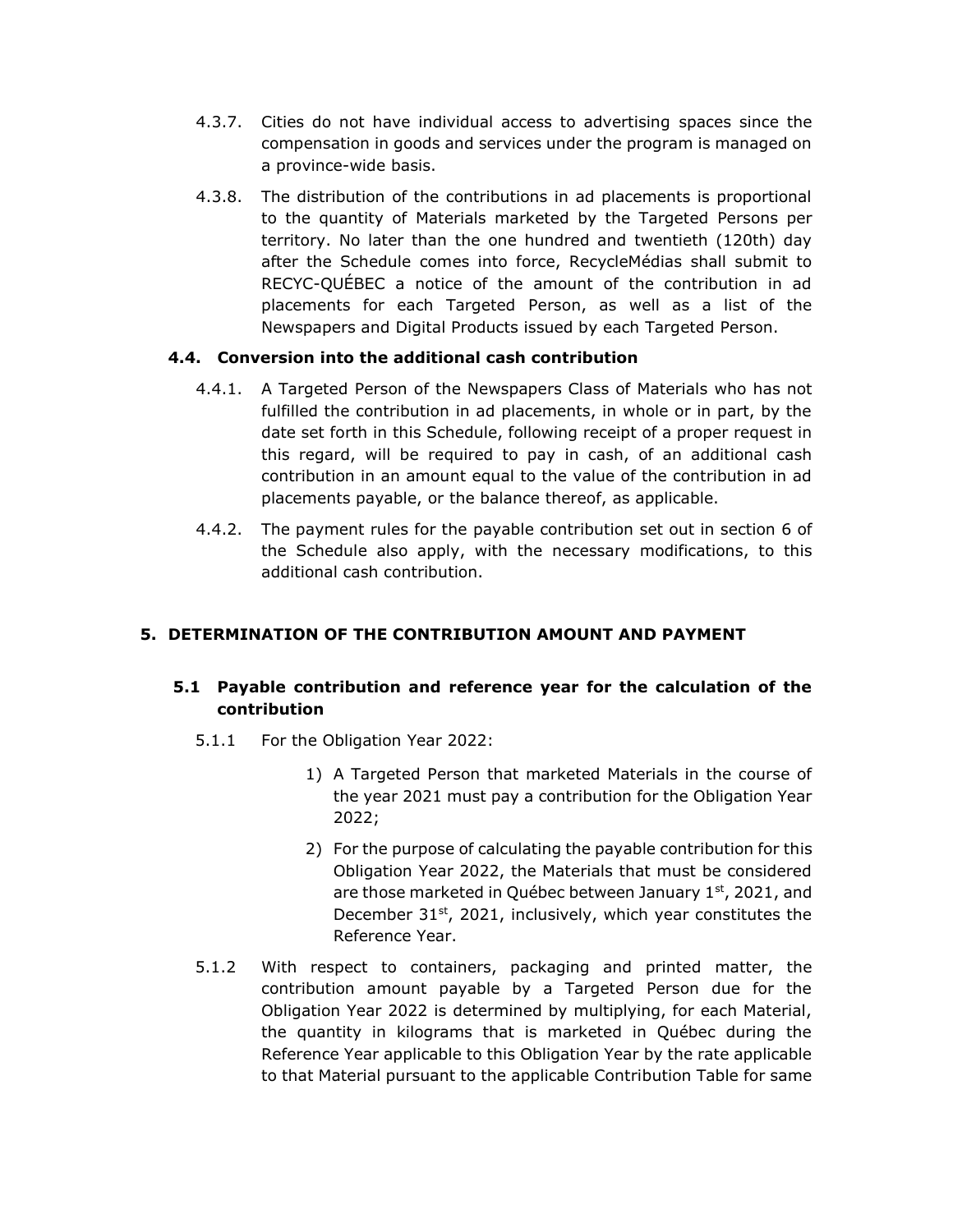4.3.7. Cities do not have individual access to advertising spaces since the compensation in goods and services under the program is managed on a province-wide basis.

4.3.8. The distribution of the contributions in ad placements is proportional to the quantity of Materials marketed by the Targeted Persons per territory. No later than the one hundred and twentieth (120th) day after the Schedule comes into force, RecycleMédias shall submit to RECYC-QUÉBEC a notice of the amount of the contribution in ad placements for each Targeted Person, as well as a list of the Newspapers and Digital Products issued by each Targeted Person.

### 4.4. Conversion into the additional cash contribution

4.4.1. A Targeted Person of the Newspapers Class of Materials who has not fulfilled the contribution in ad placements, in whole or in part, by the date set forth in this Schedule, following receipt of a proper request in this regard, will be required to pay in cash, of an additional cash contribution in an amount equal to the value of the contribution in ad placements payable, or the balance thereof, as applicable.

4.4.2. The payment rules for the payable contribution set out in section 6 of the Schedule also apply, with the necessary modifications, to this additional cash contribution.

## 5. DETERMINATION OF THE CONTRIBUTION AMOUNT AND PAYMENT

### 5.1 Payable contribution and reference year for the calculation of the contribution

5.1.1 For the Obligation Year 2022:

1) A Targeted Person that marketed Materials in the course of the year 2021 must pay a contribution for the Obligation Year 2022;

2) For the purpose of calculating the payable contribution for this Obligation Year 2022, the Materials that must be considered are those marketed in Québec between January 1st, 2021, and December 31st, 2021, inclusively, which year constitutes the Reference Year.

5.1.2 With respect to containers, packaging and printed matter, the contribution amount payable by a Targeted Person due for the Obligation Year 2022 is determined by multiplying, for each Material, the quantity in kilograms that is marketed in Québec during the Reference Year applicable to this Obligation Year by the rate applicable to that Material pursuant to the applicable Contribution Table for same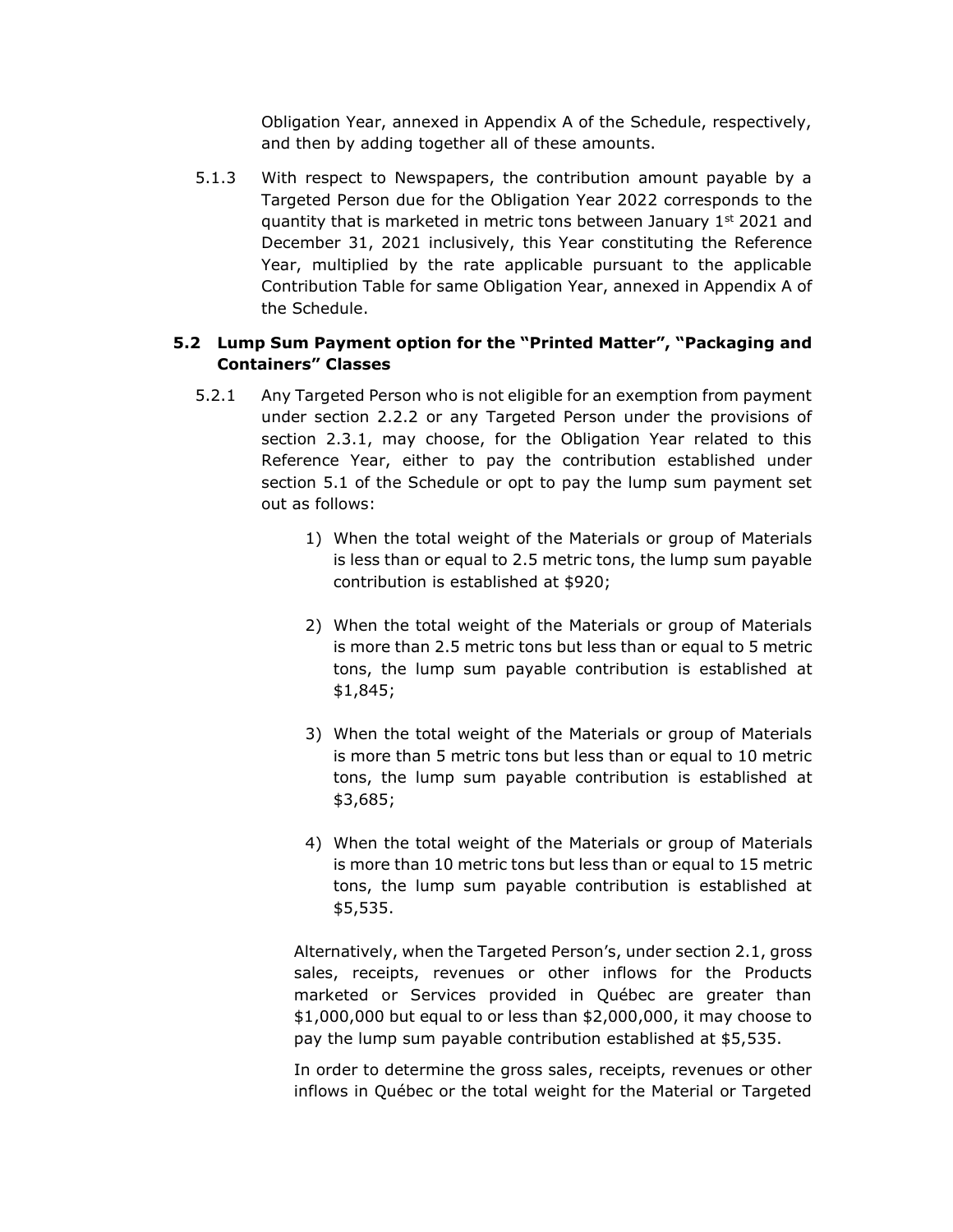Obligation Year, annexed in Appendix A of the Schedule, respectively, and then by adding together all of these amounts.

5.1.3 With respect to Newspapers, the contribution amount payable by a Targeted Person due for the Obligation Year 2022 corresponds to the quantity that is marketed in metric tons between January 1st 2021 and December 31, 2021 inclusively, this Year constituting the Reference Year, multiplied by the rate applicable pursuant to the applicable Contribution Table for same Obligation Year, annexed in Appendix A of the Schedule.

### 5.2 Lump Sum Payment option for the "Printed Matter", "Packaging and Containers" Classes

5.2.1 Any Targeted Person who is not eligible for an exemption from payment under section 2.2.2 or any Targeted Person under the provisions of section 2.3.1, may choose, for the Obligation Year related to this Reference Year, either to pay the contribution established under section 5.1 of the Schedule or opt to pay the lump sum payment set out as follows:

1) When the total weight of the Materials or group of Materials is less than or equal to 2.5 metric tons, the lump sum payable contribution is established at $920;

2) When the total weight of the Materials or group of Materials is more than 2.5 metric tons but less than or equal to 5 metric tons, the lump sum payable contribution is established at $1,845;

3) When the total weight of the Materials or group of Materials is more than 5 metric tons but less than or equal to 10 metric tons, the lump sum payable contribution is established at $3,685;

4) When the total weight of the Materials or group of Materials is more than 10 metric tons but less than or equal to 15 metric tons, the lump sum payable contribution is established at $5,535.

Alternatively, when the Targeted Person's, under section 2.1, gross sales, receipts, revenues or other inflows for the Products marketed or Services provided in Québec are greater than $1,000,000 but equal to or less than $2,000,000, it may choose to pay the lump sum payable contribution established at $5,535.

In order to determine the gross sales, receipts, revenues or other inflows in Québec or the total weight for the Material or Targeted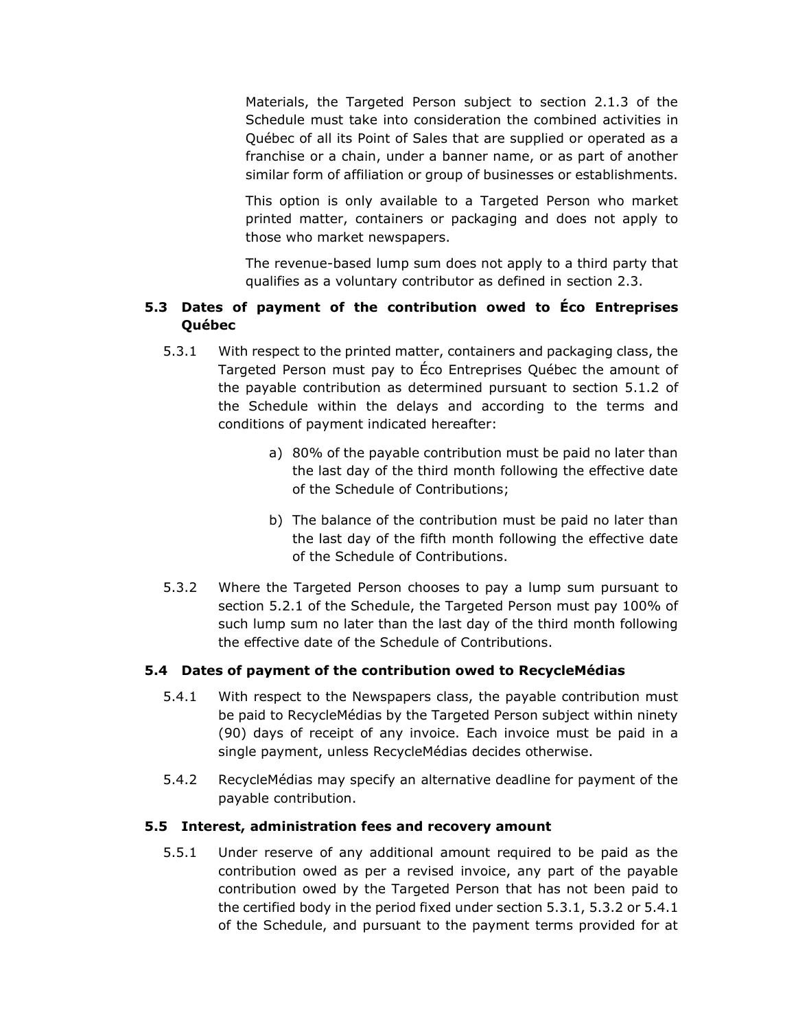Materials, the Targeted Person subject to section 2.1.3 of the Schedule must take into consideration the combined activities in Québec of all its Point of Sales that are supplied or operated as a franchise or a chain, under a banner name, or as part of another similar form of affiliation or group of businesses or establishments.

This option is only available to a Targeted Person who market printed matter, containers or packaging and does not apply to those who market newspapers.

The revenue-based lump sum does not apply to a third party that qualifies as a voluntary contributor as defined in section 2.3.

## 5.3 Dates of payment of the contribution owed to Éco Entreprises Québec

5.3.1 With respect to the printed matter, containers and packaging class, the Targeted Person must pay to Éco Entreprises Québec the amount of the payable contribution as determined pursuant to section 5.1.2 of the Schedule within the delays and according to the terms and conditions of payment indicated hereafter:

a) 80% of the payable contribution must be paid no later than the last day of the third month following the effective date of the Schedule of Contributions;

b) The balance of the contribution must be paid no later than the last day of the fifth month following the effective date of the Schedule of Contributions.

5.3.2 Where the Targeted Person chooses to pay a lump sum pursuant to section 5.2.1 of the Schedule, the Targeted Person must pay 100% of such lump sum no later than the last day of the third month following the effective date of the Schedule of Contributions.

## 5.4 Dates of payment of the contribution owed to RecycleMédias

5.4.1 With respect to the Newspapers class, the payable contribution must be paid to RecycleMédias by the Targeted Person subject within ninety (90) days of receipt of any invoice. Each invoice must be paid in a single payment, unless RecycleMédias decides otherwise.

5.4.2 RecycleMédias may specify an alternative deadline for payment of the payable contribution.

## 5.5 Interest, administration fees and recovery amount

5.5.1 Under reserve of any additional amount required to be paid as the contribution owed as per a revised invoice, any part of the payable contribution owed by the Targeted Person that has not been paid to the certified body in the period fixed under section 5.3.1, 5.3.2 or 5.4.1 of the Schedule, and pursuant to the payment terms provided for at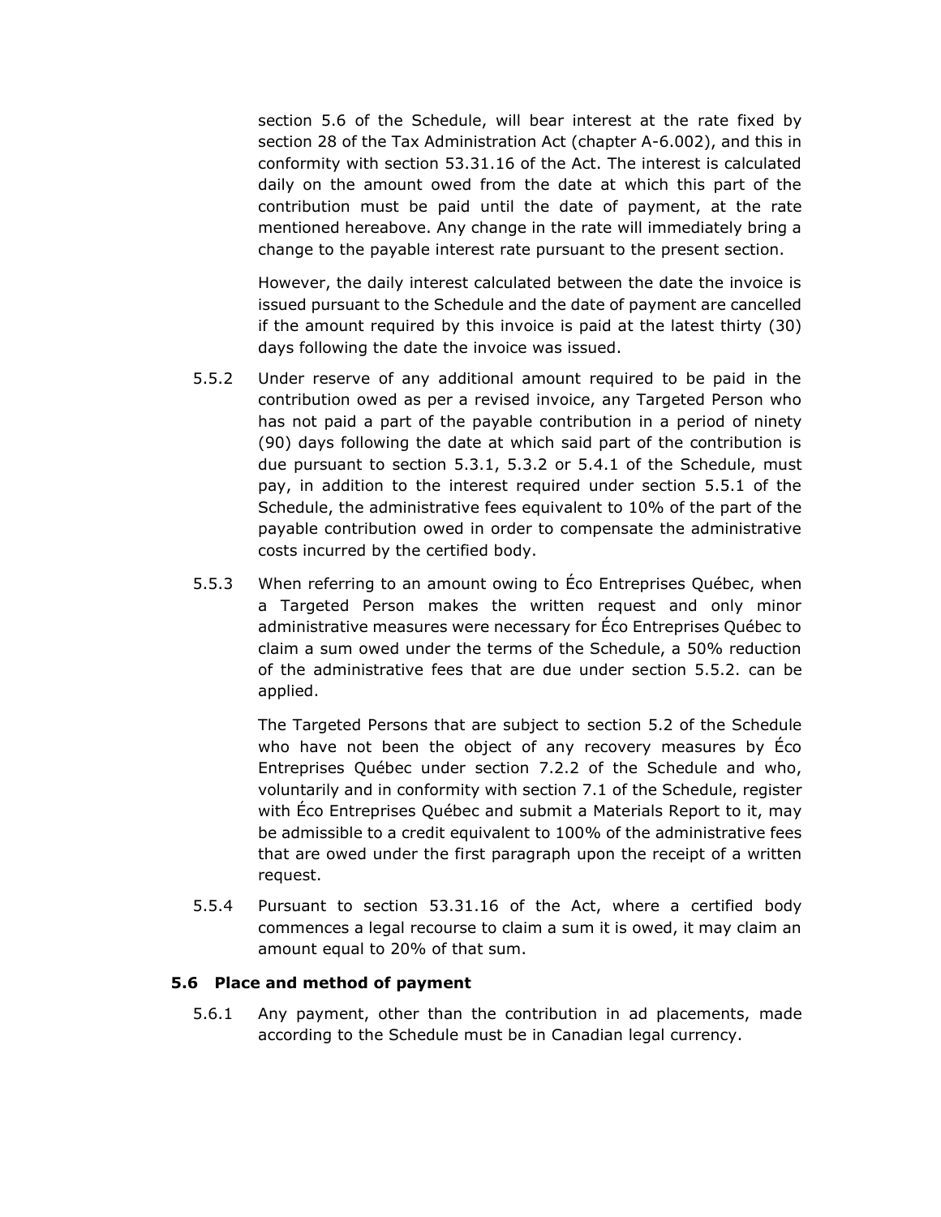section 5.6 of the Schedule, will bear interest at the rate fixed by section 28 of the Tax Administration Act (chapter A-6.002), and this in conformity with section 53.31.16 of the Act. The interest is calculated daily on the amount owed from the date at which this part of the contribution must be paid until the date of payment, at the rate mentioned hereabove. Any change in the rate will immediately bring a change to the payable interest rate pursuant to the present section.

However, the daily interest calculated between the date the invoice is issued pursuant to the Schedule and the date of payment are cancelled if the amount required by this invoice is paid at the latest thirty (30) days following the date the invoice was issued.

5.5.2 Under reserve of any additional amount required to be paid in the contribution owed as per a revised invoice, any Targeted Person who has not paid a part of the payable contribution in a period of ninety (90) days following the date at which said part of the contribution is due pursuant to section 5.3.1, 5.3.2 or 5.4.1 of the Schedule, must pay, in addition to the interest required under section 5.5.1 of the Schedule, the administrative fees equivalent to 10% of the part of the payable contribution owed in order to compensate the administrative costs incurred by the certified body.

5.5.3 When referring to an amount owing to Éco Entreprises Québec, when a Targeted Person makes the written request and only minor administrative measures were necessary for Éco Entreprises Québec to claim a sum owed under the terms of the Schedule, a 50% reduction of the administrative fees that are due under section 5.5.2. can be applied.

The Targeted Persons that are subject to section 5.2 of the Schedule who have not been the object of any recovery measures by Éco Entreprises Québec under section 7.2.2 of the Schedule and who, voluntarily and in conformity with section 7.1 of the Schedule, register with Éco Entreprises Québec and submit a Materials Report to it, may be admissible to a credit equivalent to 100% of the administrative fees that are owed under the first paragraph upon the receipt of a written request.

5.5.4 Pursuant to section 53.31.16 of the Act, where a certified body commences a legal recourse to claim a sum it is owed, it may claim an amount equal to 20% of that sum.

### 5.6 Place and method of payment

5.6.1 Any payment, other than the contribution in ad placements, made according to the Schedule must be in Canadian legal currency.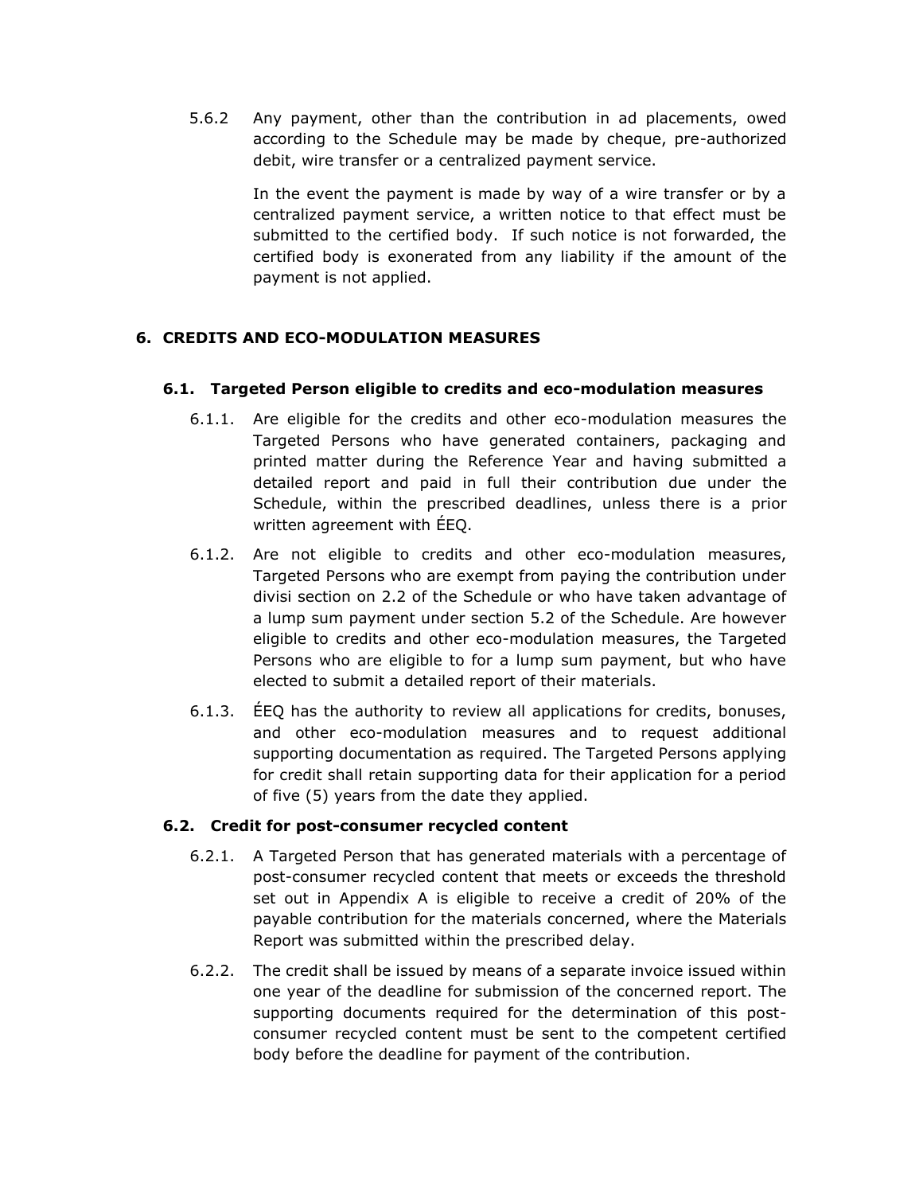5.6.2 Any payment, other than the contribution in ad placements, owed according to the Schedule may be made by cheque, pre-authorized debit, wire transfer or a centralized payment service.

In the event the payment is made by way of a wire transfer or by a centralized payment service, a written notice to that effect must be submitted to the certified body. If such notice is not forwarded, the certified body is exonerated from any liability if the amount of the payment is not applied.

## 6. CREDITS AND ECO-MODULATION MEASURES

### 6.1. Targeted Person eligible to credits and eco-modulation measures

6.1.1. Are eligible for the credits and other eco-modulation measures the Targeted Persons who have generated containers, packaging and printed matter during the Reference Year and having submitted a detailed report and paid in full their contribution due under the Schedule, within the prescribed deadlines, unless there is a prior written agreement with ÉEQ.

6.1.2. Are not eligible to credits and other eco-modulation measures, Targeted Persons who are exempt from paying the contribution under divisi section on 2.2 of the Schedule or who have taken advantage of a lump sum payment under section 5.2 of the Schedule. Are however eligible to credits and other eco-modulation measures, the Targeted Persons who are eligible to for a lump sum payment, but who have elected to submit a detailed report of their materials.

6.1.3. ÉEQ has the authority to review all applications for credits, bonuses, and other eco-modulation measures and to request additional supporting documentation as required. The Targeted Persons applying for credit shall retain supporting data for their application for a period of five (5) years from the date they applied.

### 6.2. Credit for post-consumer recycled content

6.2.1. A Targeted Person that has generated materials with a percentage of post-consumer recycled content that meets or exceeds the threshold set out in Appendix A is eligible to receive a credit of 20% of the payable contribution for the materials concerned, where the Materials Report was submitted within the prescribed delay.

6.2.2. The credit shall be issued by means of a separate invoice issued within one year of the deadline for submission of the concerned report. The supporting documents required for the determination of this post-consumer recycled content must be sent to the competent certified body before the deadline for payment of the contribution.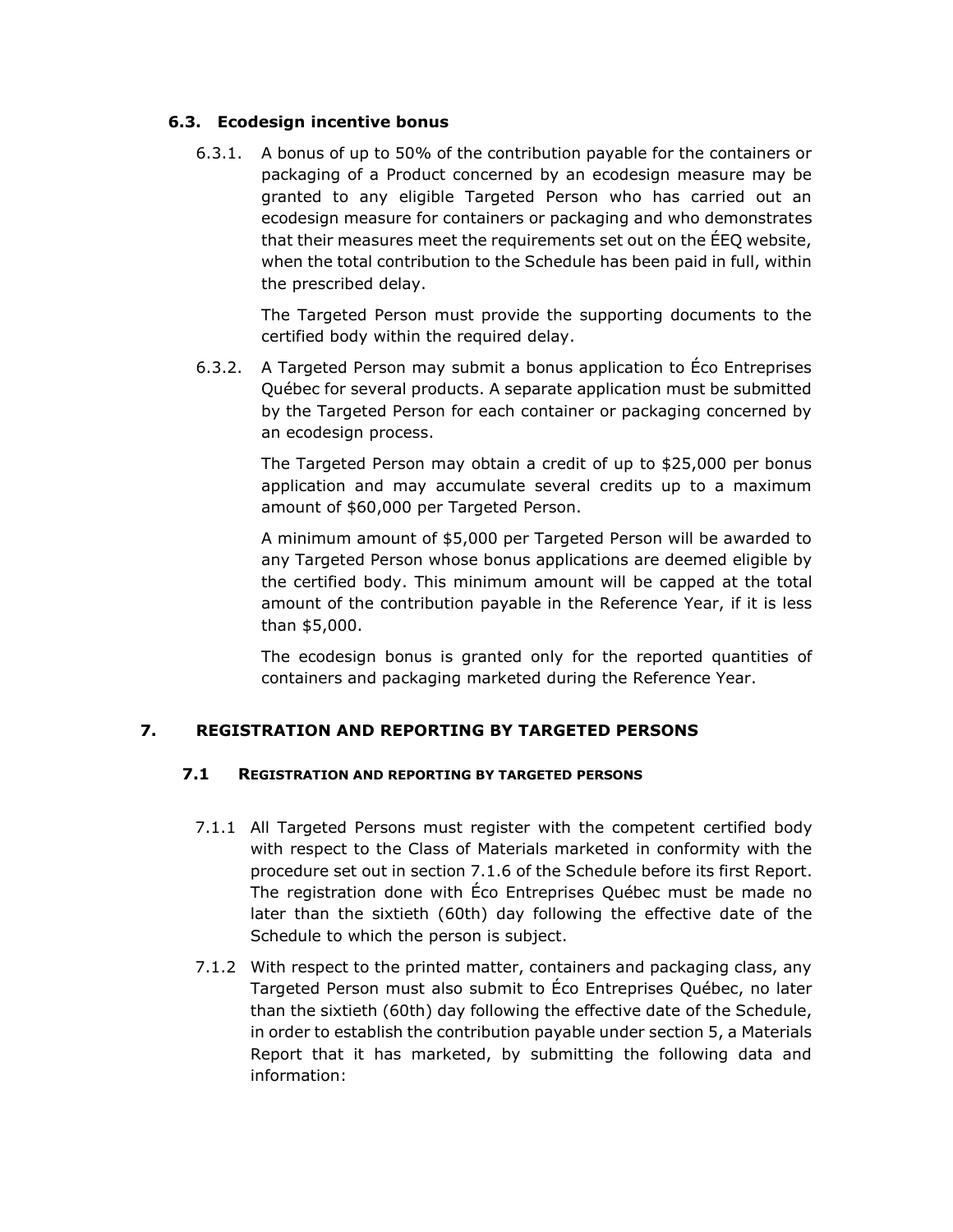### 6.3. Ecodesign incentive bonus

6.3.1. A bonus of up to 50% of the contribution payable for the containers or packaging of a Product concerned by an ecodesign measure may be granted to any eligible Targeted Person who has carried out an ecodesign measure for containers or packaging and who demonstrates that their measures meet the requirements set out on the ÉEQ website, when the total contribution to the Schedule has been paid in full, within the prescribed delay.

The Targeted Person must provide the supporting documents to the certified body within the required delay.

6.3.2. A Targeted Person may submit a bonus application to Éco Entreprises Québec for several products. A separate application must be submitted by the Targeted Person for each container or packaging concerned by an ecodesign process.

The Targeted Person may obtain a credit of up to $25,000 per bonus application and may accumulate several credits up to a maximum amount of $60,000 per Targeted Person.

A minimum amount of $5,000 per Targeted Person will be awarded to any Targeted Person whose bonus applications are deemed eligible by the certified body. This minimum amount will be capped at the total amount of the contribution payable in the Reference Year, if it is less than $5,000.

The ecodesign bonus is granted only for the reported quantities of containers and packaging marketed during the Reference Year.

## 7. REGISTRATION AND REPORTING BY TARGETED PERSONS

### 7.1 REGISTRATION AND REPORTING BY TARGETED PERSONS

7.1.1 All Targeted Persons must register with the competent certified body with respect to the Class of Materials marketed in conformity with the procedure set out in section 7.1.6 of the Schedule before its first Report. The registration done with Éco Entreprises Québec must be made no later than the sixtieth (60th) day following the effective date of the Schedule to which the person is subject.

7.1.2 With respect to the printed matter, containers and packaging class, any Targeted Person must also submit to Éco Entreprises Québec, no later than the sixtieth (60th) day following the effective date of the Schedule, in order to establish the contribution payable under section 5, a Materials Report that it has marketed, by submitting the following data and information: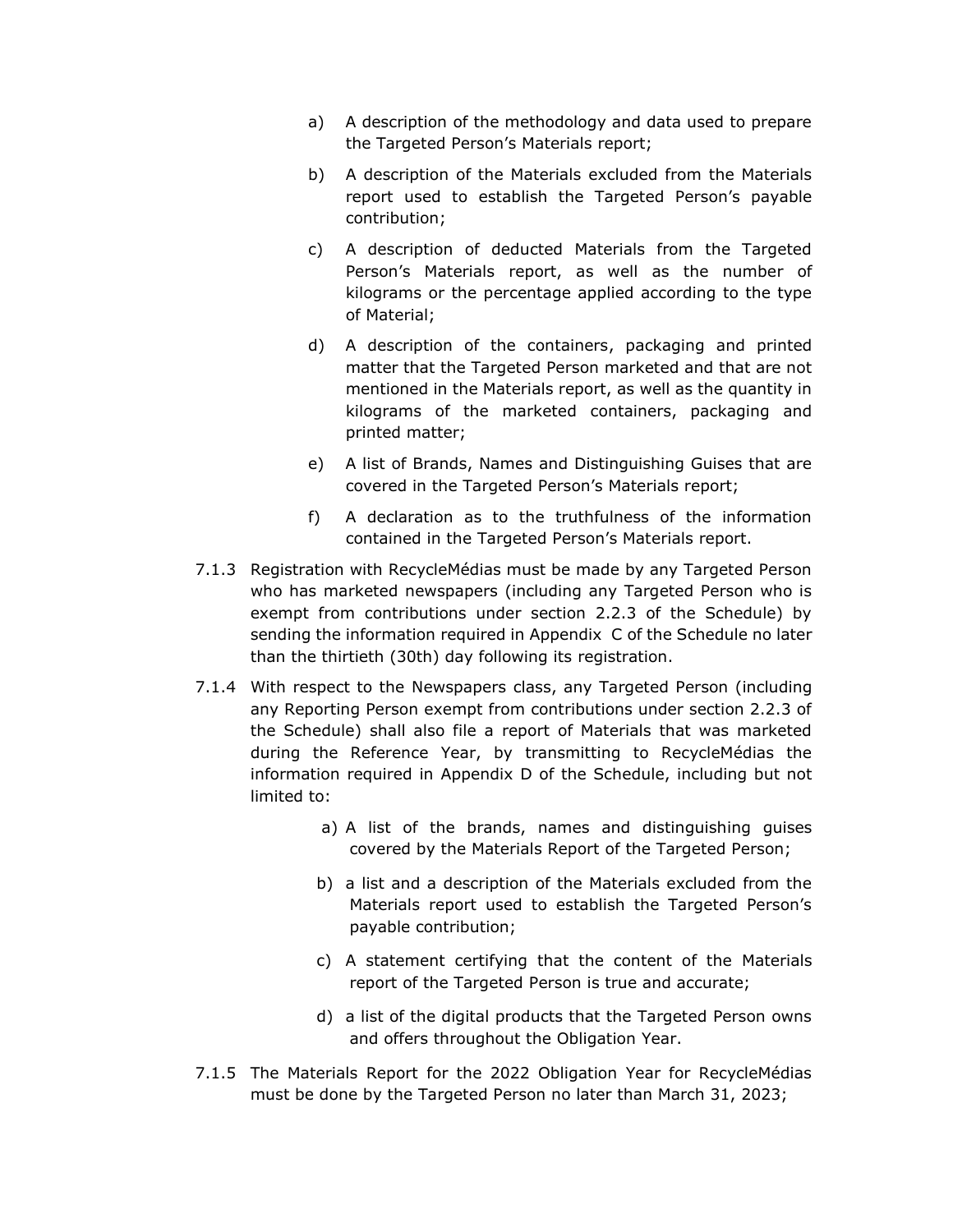a) A description of the methodology and data used to prepare the Targeted Person's Materials report;

b) A description of the Materials excluded from the Materials report used to establish the Targeted Person's payable contribution;

c) A description of deducted Materials from the Targeted Person's Materials report, as well as the number of kilograms or the percentage applied according to the type of Material;

d) A description of the containers, packaging and printed matter that the Targeted Person marketed and that are not mentioned in the Materials report, as well as the quantity in kilograms of the marketed containers, packaging and printed matter;

e) A list of Brands, Names and Distinguishing Guises that are covered in the Targeted Person's Materials report;

f) A declaration as to the truthfulness of the information contained in the Targeted Person's Materials report.

7.1.3 Registration with RecycleMédias must be made by any Targeted Person who has marketed newspapers (including any Targeted Person who is exempt from contributions under section 2.2.3 of the Schedule) by sending the information required in Appendix C of the Schedule no later than the thirtieth (30th) day following its registration.

7.1.4 With respect to the Newspapers class, any Targeted Person (including any Reporting Person exempt from contributions under section 2.2.3 of the Schedule) shall also file a report of Materials that was marketed during the Reference Year, by transmitting to RecycleMédias the information required in Appendix D of the Schedule, including but not limited to:

a) A list of the brands, names and distinguishing guises covered by the Materials Report of the Targeted Person;

b) a list and a description of the Materials excluded from the Materials report used to establish the Targeted Person's payable contribution;

c) A statement certifying that the content of the Materials report of the Targeted Person is true and accurate;

d) a list of the digital products that the Targeted Person owns and offers throughout the Obligation Year.

7.1.5 The Materials Report for the 2022 Obligation Year for RecycleMédias must be done by the Targeted Person no later than March 31, 2023;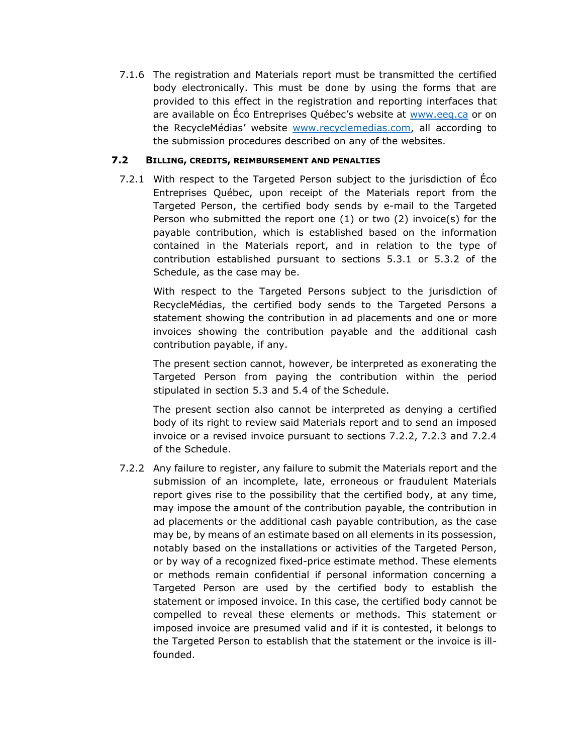7.1.6 The registration and Materials report must be transmitted the certified body electronically. This must be done by using the forms that are provided to this effect in the registration and reporting interfaces that are available on Éco Entreprises Québec's website at [www.eeq.ca](http://www.eeq.ca) or on the RecycleMédias' website [www.recyclemedias.com](http://www.recyclemedias.com), all according to the submission procedures described on any of the websites.

### 7.2 BILLING, CREDITS, REIMBURSEMENT AND PENALTIES

7.2.1 With respect to the Targeted Person subject to the jurisdiction of Éco Entreprises Québec, upon receipt of the Materials report from the Targeted Person, the certified body sends by e-mail to the Targeted Person who submitted the report one (1) or two (2) invoice(s) for the payable contribution, which is established based on the information contained in the Materials report, and in relation to the type of contribution established pursuant to sections 5.3.1 or 5.3.2 of the Schedule, as the case may be.

With respect to the Targeted Persons subject to the jurisdiction of RecycleMédias, the certified body sends to the Targeted Persons a statement showing the contribution in ad placements and one or more invoices showing the contribution payable and the additional cash contribution payable, if any.

The present section cannot, however, be interpreted as exonerating the Targeted Person from paying the contribution within the period stipulated in section 5.3 and 5.4 of the Schedule.

The present section also cannot be interpreted as denying a certified body of its right to review said Materials report and to send an imposed invoice or a revised invoice pursuant to sections 7.2.2, 7.2.3 and 7.2.4 of the Schedule.

7.2.2 Any failure to register, any failure to submit the Materials report and the submission of an incomplete, late, erroneous or fraudulent Materials report gives rise to the possibility that the certified body, at any time, may impose the amount of the contribution payable, the contribution in ad placements or the additional cash payable contribution, as the case may be, by means of an estimate based on all elements in its possession, notably based on the installations or activities of the Targeted Person, or by way of a recognized fixed-price estimate method. These elements or methods remain confidential if personal information concerning a Targeted Person are used by the certified body to establish the statement or imposed invoice. In this case, the certified body cannot be compelled to reveal these elements or methods. This statement or imposed invoice are presumed valid and if it is contested, it belongs to the Targeted Person to establish that the statement or the invoice is ill-founded.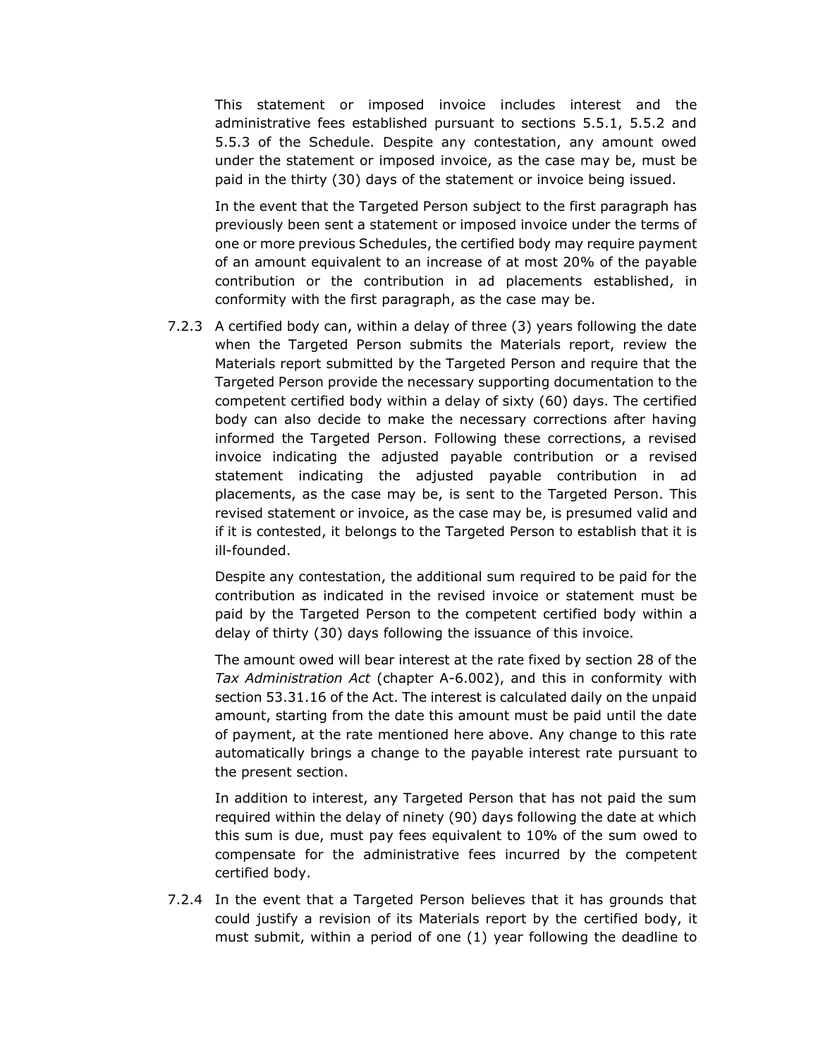This statement or imposed invoice includes interest and the administrative fees established pursuant to sections 5.5.1, 5.5.2 and 5.5.3 of the Schedule. Despite any contestation, any amount owed under the statement or imposed invoice, as the case may be, must be paid in the thirty (30) days of the statement or invoice being issued.

In the event that the Targeted Person subject to the first paragraph has previously been sent a statement or imposed invoice under the terms of one or more previous Schedules, the certified body may require payment of an amount equivalent to an increase of at most 20% of the payable contribution or the contribution in ad placements established, in conformity with the first paragraph, as the case may be.

7.2.3 A certified body can, within a delay of three (3) years following the date when the Targeted Person submits the Materials report, review the Materials report submitted by the Targeted Person and require that the Targeted Person provide the necessary supporting documentation to the competent certified body within a delay of sixty (60) days. The certified body can also decide to make the necessary corrections after having informed the Targeted Person. Following these corrections, a revised invoice indicating the adjusted payable contribution or a revised statement indicating the adjusted payable contribution in ad placements, as the case may be, is sent to the Targeted Person. This revised statement or invoice, as the case may be, is presumed valid and if it is contested, it belongs to the Targeted Person to establish that it is ill-founded.

Despite any contestation, the additional sum required to be paid for the contribution as indicated in the revised invoice or statement must be paid by the Targeted Person to the competent certified body within a delay of thirty (30) days following the issuance of this invoice.

The amount owed will bear interest at the rate fixed by section 28 of the *Tax Administration Act* (chapter A-6.002), and this in conformity with section 53.31.16 of the Act. The interest is calculated daily on the unpaid amount, starting from the date this amount must be paid until the date of payment, at the rate mentioned here above. Any change to this rate automatically brings a change to the payable interest rate pursuant to the present section.

In addition to interest, any Targeted Person that has not paid the sum required within the delay of ninety (90) days following the date at which this sum is due, must pay fees equivalent to 10% of the sum owed to compensate for the administrative fees incurred by the competent certified body.

7.2.4 In the event that a Targeted Person believes that it has grounds that could justify a revision of its Materials report by the certified body, it must submit, within a period of one (1) year following the deadline to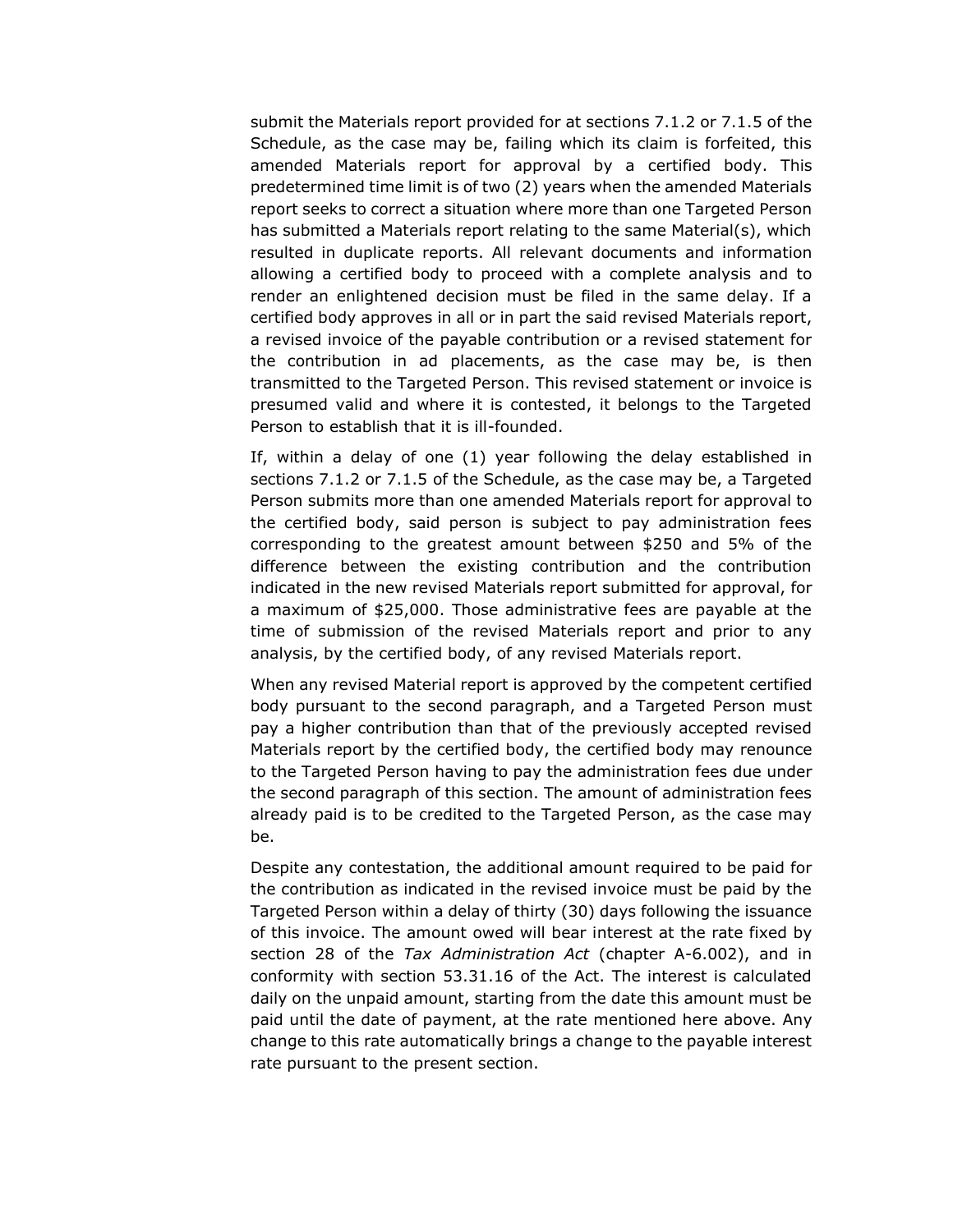submit the Materials report provided for at sections 7.1.2 or 7.1.5 of the Schedule, as the case may be, failing which its claim is forfeited, this amended Materials report for approval by a certified body. This predetermined time limit is of two (2) years when the amended Materials report seeks to correct a situation where more than one Targeted Person has submitted a Materials report relating to the same Material(s), which resulted in duplicate reports. All relevant documents and information allowing a certified body to proceed with a complete analysis and to render an enlightened decision must be filed in the same delay. If a certified body approves in all or in part the said revised Materials report, a revised invoice of the payable contribution or a revised statement for the contribution in ad placements, as the case may be, is then transmitted to the Targeted Person. This revised statement or invoice is presumed valid and where it is contested, it belongs to the Targeted Person to establish that it is ill-founded.

If, within a delay of one (1) year following the delay established in sections 7.1.2 or 7.1.5 of the Schedule, as the case may be, a Targeted Person submits more than one amended Materials report for approval to the certified body, said person is subject to pay administration fees corresponding to the greatest amount between $250 and 5% of the difference between the existing contribution and the contribution indicated in the new revised Materials report submitted for approval, for a maximum of $25,000. Those administrative fees are payable at the time of submission of the revised Materials report and prior to any analysis, by the certified body, of any revised Materials report.

When any revised Material report is approved by the competent certified body pursuant to the second paragraph, and a Targeted Person must pay a higher contribution than that of the previously accepted revised Materials report by the certified body, the certified body may renounce to the Targeted Person having to pay the administration fees due under the second paragraph of this section. The amount of administration fees already paid is to be credited to the Targeted Person, as the case may be.

Despite any contestation, the additional amount required to be paid for the contribution as indicated in the revised invoice must be paid by the Targeted Person within a delay of thirty (30) days following the issuance of this invoice. The amount owed will bear interest at the rate fixed by section 28 of the *Tax Administration Act* (chapter A-6.002), and in conformity with section 53.31.16 of the Act. The interest is calculated daily on the unpaid amount, starting from the date this amount must be paid until the date of payment, at the rate mentioned here above. Any change to this rate automatically brings a change to the payable interest rate pursuant to the present section.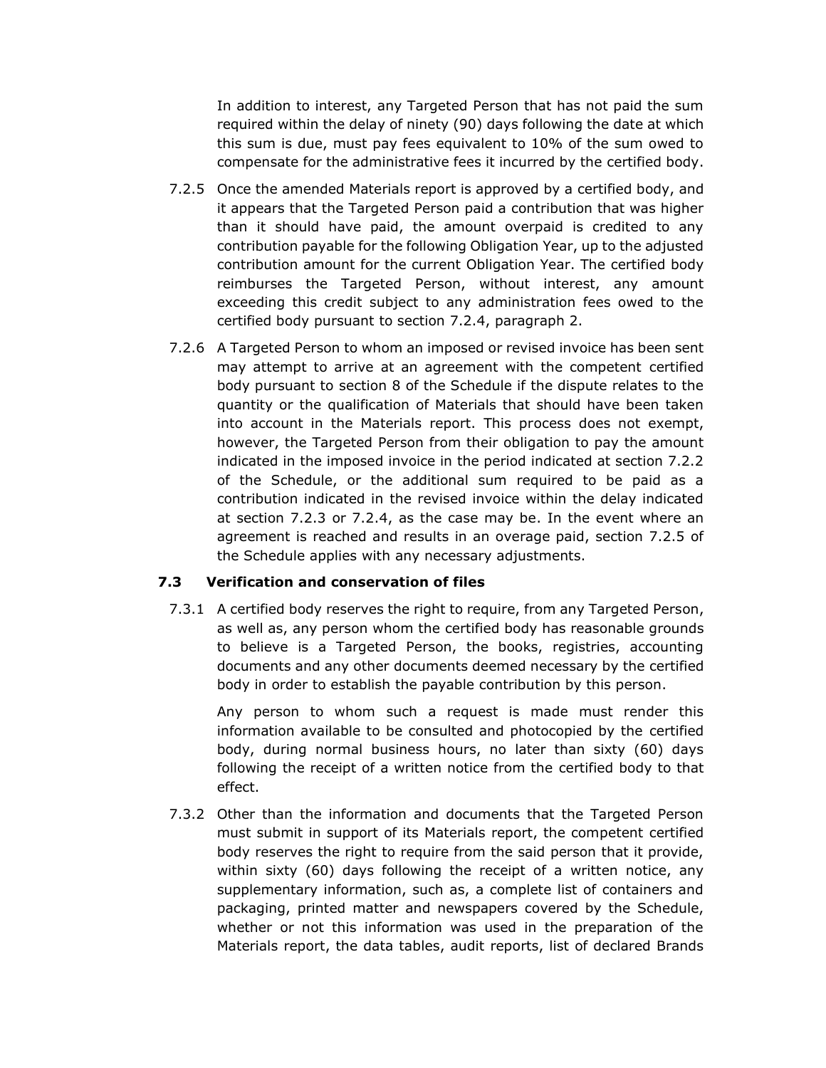In addition to interest, any Targeted Person that has not paid the sum required within the delay of ninety (90) days following the date at which this sum is due, must pay fees equivalent to 10% of the sum owed to compensate for the administrative fees it incurred by the certified body.

7.2.5 Once the amended Materials report is approved by a certified body, and it appears that the Targeted Person paid a contribution that was higher than it should have paid, the amount overpaid is credited to any contribution payable for the following Obligation Year, up to the adjusted contribution amount for the current Obligation Year. The certified body reimburses the Targeted Person, without interest, any amount exceeding this credit subject to any administration fees owed to the certified body pursuant to section 7.2.4, paragraph 2.

7.2.6 A Targeted Person to whom an imposed or revised invoice has been sent may attempt to arrive at an agreement with the competent certified body pursuant to section 8 of the Schedule if the dispute relates to the quantity or the qualification of Materials that should have been taken into account in the Materials report. This process does not exempt, however, the Targeted Person from their obligation to pay the amount indicated in the imposed invoice in the period indicated at section 7.2.2 of the Schedule, or the additional sum required to be paid as a contribution indicated in the revised invoice within the delay indicated at section 7.2.3 or 7.2.4, as the case may be. In the event where an agreement is reached and results in an overage paid, section 7.2.5 of the Schedule applies with any necessary adjustments.

### 7.3 Verification and conservation of files

7.3.1 A certified body reserves the right to require, from any Targeted Person, as well as, any person whom the certified body has reasonable grounds to believe is a Targeted Person, the books, registries, accounting documents and any other documents deemed necessary by the certified body in order to establish the payable contribution by this person.

Any person to whom such a request is made must render this information available to be consulted and photocopied by the certified body, during normal business hours, no later than sixty (60) days following the receipt of a written notice from the certified body to that effect.

7.3.2 Other than the information and documents that the Targeted Person must submit in support of its Materials report, the competent certified body reserves the right to require from the said person that it provide, within sixty (60) days following the receipt of a written notice, any supplementary information, such as, a complete list of containers and packaging, printed matter and newspapers covered by the Schedule, whether or not this information was used in the preparation of the Materials report, the data tables, audit reports, list of declared Brands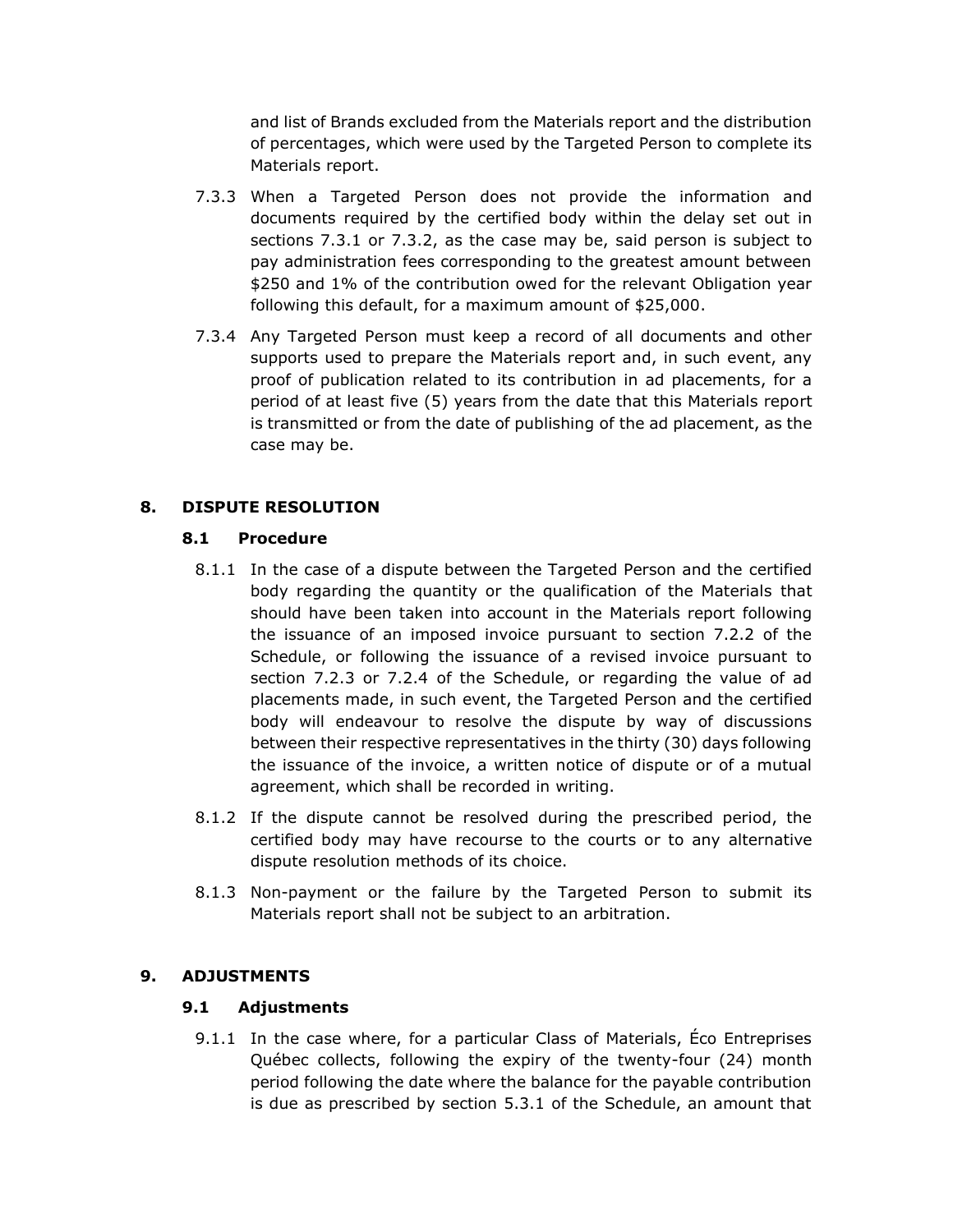and list of Brands excluded from the Materials report and the distribution of percentages, which were used by the Targeted Person to complete its Materials report.

7.3.3 When a Targeted Person does not provide the information and documents required by the certified body within the delay set out in sections 7.3.1 or 7.3.2, as the case may be, said person is subject to pay administration fees corresponding to the greatest amount between $250 and 1% of the contribution owed for the relevant Obligation year following this default, for a maximum amount of $25,000.

7.3.4 Any Targeted Person must keep a record of all documents and other supports used to prepare the Materials report and, in such event, any proof of publication related to its contribution in ad placements, for a period of at least five (5) years from the date that this Materials report is transmitted or from the date of publishing of the ad placement, as the case may be.

## 8. DISPUTE RESOLUTION

### 8.1 Procedure

8.1.1 In the case of a dispute between the Targeted Person and the certified body regarding the quantity or the qualification of the Materials that should have been taken into account in the Materials report following the issuance of an imposed invoice pursuant to section 7.2.2 of the Schedule, or following the issuance of a revised invoice pursuant to section 7.2.3 or 7.2.4 of the Schedule, or regarding the value of ad placements made, in such event, the Targeted Person and the certified body will endeavour to resolve the dispute by way of discussions between their respective representatives in the thirty (30) days following the issuance of the invoice, a written notice of dispute or of a mutual agreement, which shall be recorded in writing.

8.1.2 If the dispute cannot be resolved during the prescribed period, the certified body may have recourse to the courts or to any alternative dispute resolution methods of its choice.

8.1.3 Non-payment or the failure by the Targeted Person to submit its Materials report shall not be subject to an arbitration.

## 9. ADJUSTMENTS

### 9.1 Adjustments

9.1.1 In the case where, for a particular Class of Materials, Éco Entreprises Québec collects, following the expiry of the twenty-four (24) month period following the date where the balance for the payable contribution is due as prescribed by section 5.3.1 of the Schedule, an amount that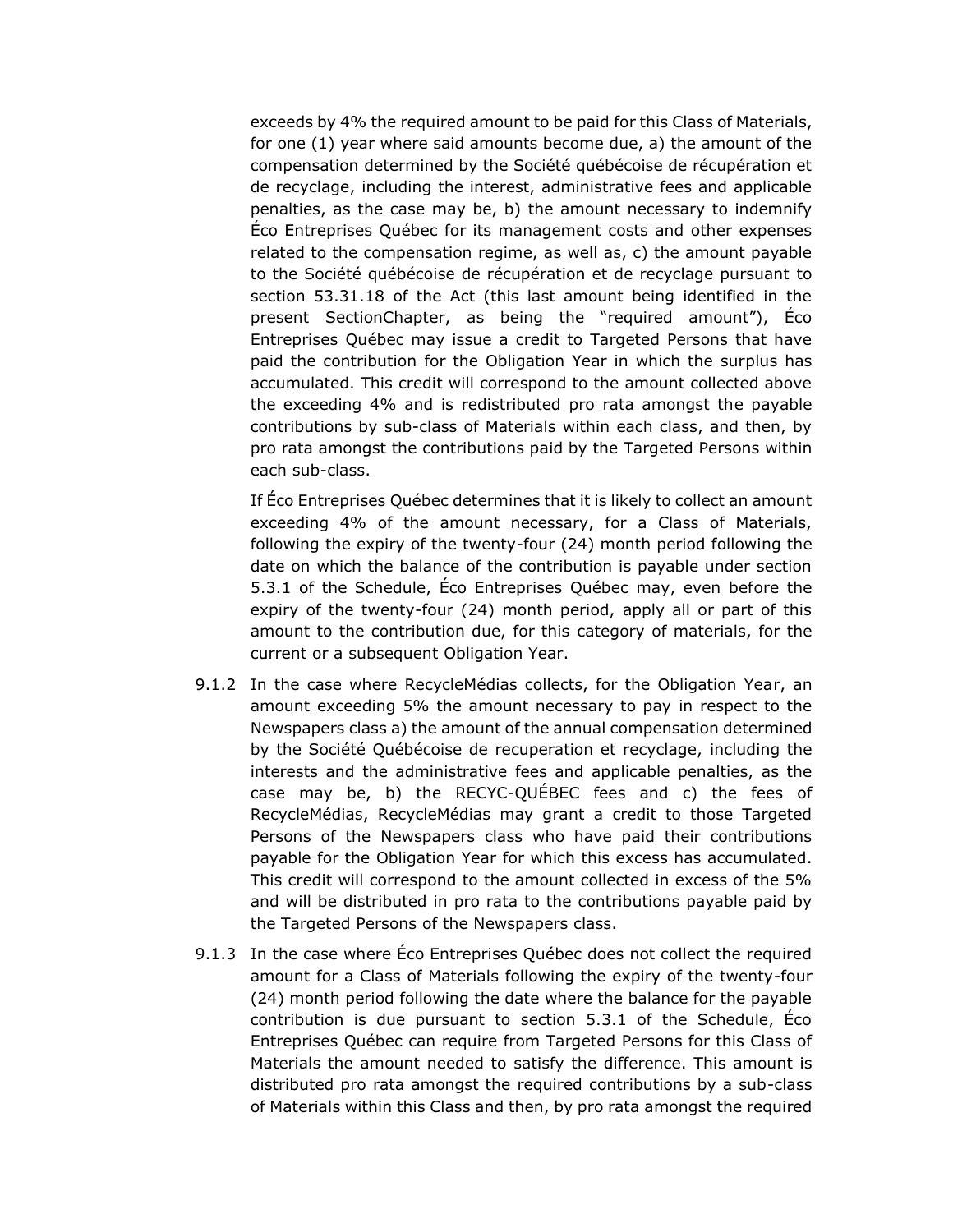exceeds by 4% the required amount to be paid for this Class of Materials, for one (1) year where said amounts become due, a) the amount of the compensation determined by the Société québécoise de récupération et de recyclage, including the interest, administrative fees and applicable penalties, as the case may be, b) the amount necessary to indemnify Éco Entreprises Québec for its management costs and other expenses related to the compensation regime, as well as, c) the amount payable to the Société québécoise de récupération et de recyclage pursuant to section 53.31.18 of the Act (this last amount being identified in the present SectionChapter, as being the "required amount"), Éco Entreprises Québec may issue a credit to Targeted Persons that have paid the contribution for the Obligation Year in which the surplus has accumulated. This credit will correspond to the amount collected above the exceeding 4% and is redistributed pro rata amongst the payable contributions by sub-class of Materials within each class, and then, by pro rata amongst the contributions paid by the Targeted Persons within each sub-class.

If Éco Entreprises Québec determines that it is likely to collect an amount exceeding 4% of the amount necessary, for a Class of Materials, following the expiry of the twenty-four (24) month period following the date on which the balance of the contribution is payable under section 5.3.1 of the Schedule, Éco Entreprises Québec may, even before the expiry of the twenty-four (24) month period, apply all or part of this amount to the contribution due, for this category of materials, for the current or a subsequent Obligation Year.

9.1.2 In the case where RecycleMédias collects, for the Obligation Year, an amount exceeding 5% the amount necessary to pay in respect to the Newspapers class a) the amount of the annual compensation determined by the Société Québécoise de recuperation et recyclage, including the interests and the administrative fees and applicable penalties, as the case may be, b) the RECYC-QUÉBEC fees and c) the fees of RecycleMédias, RecycleMédias may grant a credit to those Targeted Persons of the Newspapers class who have paid their contributions payable for the Obligation Year for which this excess has accumulated. This credit will correspond to the amount collected in excess of the 5% and will be distributed in pro rata to the contributions payable paid by the Targeted Persons of the Newspapers class.

9.1.3 In the case where Éco Entreprises Québec does not collect the required amount for a Class of Materials following the expiry of the twenty-four (24) month period following the date where the balance for the payable contribution is due pursuant to section 5.3.1 of the Schedule, Éco Entreprises Québec can require from Targeted Persons for this Class of Materials the amount needed to satisfy the difference. This amount is distributed pro rata amongst the required contributions by a sub-class of Materials within this Class and then, by pro rata amongst the required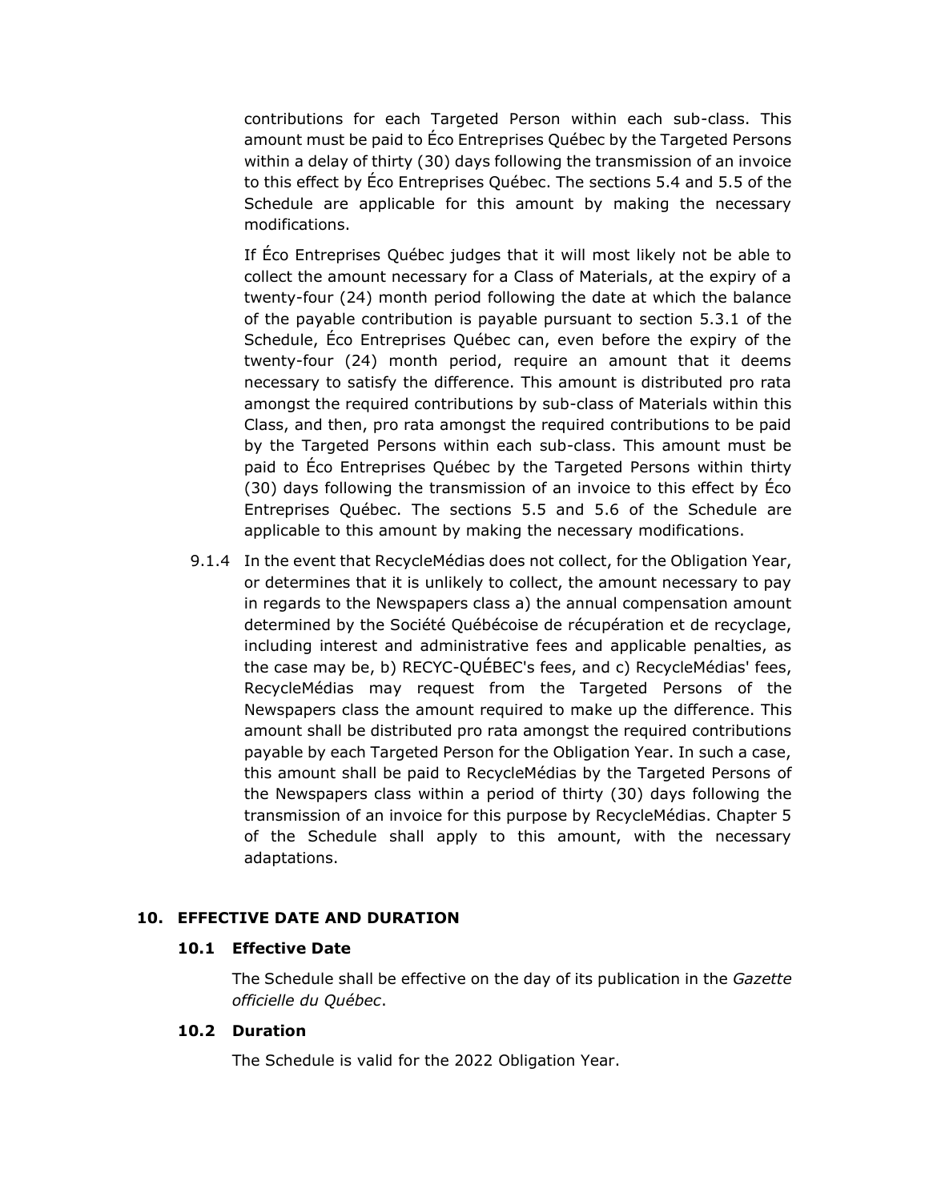contributions for each Targeted Person within each sub-class. This amount must be paid to Éco Entreprises Québec by the Targeted Persons within a delay of thirty (30) days following the transmission of an invoice to this effect by Éco Entreprises Québec. The sections 5.4 and 5.5 of the Schedule are applicable for this amount by making the necessary modifications.

If Éco Entreprises Québec judges that it will most likely not be able to collect the amount necessary for a Class of Materials, at the expiry of a twenty-four (24) month period following the date at which the balance of the payable contribution is payable pursuant to section 5.3.1 of the Schedule, Éco Entreprises Québec can, even before the expiry of the twenty-four (24) month period, require an amount that it deems necessary to satisfy the difference. This amount is distributed pro rata amongst the required contributions by sub-class of Materials within this Class, and then, pro rata amongst the required contributions to be paid by the Targeted Persons within each sub-class. This amount must be paid to Éco Entreprises Québec by the Targeted Persons within thirty (30) days following the transmission of an invoice to this effect by Éco Entreprises Québec. The sections 5.5 and 5.6 of the Schedule are applicable to this amount by making the necessary modifications.

9.1.4 In the event that RecycleMédias does not collect, for the Obligation Year, or determines that it is unlikely to collect, the amount necessary to pay in regards to the Newspapers class a) the annual compensation amount determined by the Société Québécoise de récupération et de recyclage, including interest and administrative fees and applicable penalties, as the case may be, b) RECYC-QUÉBEC's fees, and c) RecycleMédias' fees, RecycleMédias may request from the Targeted Persons of the Newspapers class the amount required to make up the difference. This amount shall be distributed pro rata amongst the required contributions payable by each Targeted Person for the Obligation Year. In such a case, this amount shall be paid to RecycleMédias by the Targeted Persons of the Newspapers class within a period of thirty (30) days following the transmission of an invoice for this purpose by RecycleMédias. Chapter 5 of the Schedule shall apply to this amount, with the necessary adaptations.

## 10. EFFECTIVE DATE AND DURATION

### 10.1 Effective Date

The Schedule shall be effective on the day of its publication in the *Gazette officielle du Québec*.

### 10.2 Duration

The Schedule is valid for the 2022 Obligation Year.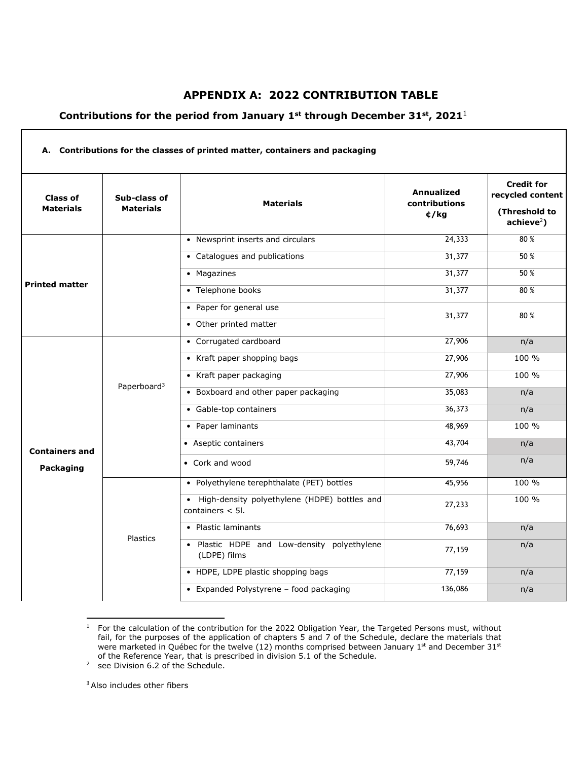# APPENDIX A: 2022 CONTRIBUTION TABLE

## Contributions for the period from January 1st through December 31st, 2021[1]

| A. Contributions for the classes of printed matter, containers and packaging | | | | |
|---|---|---|---|---|
| **Class of Materials** | **Sub-class of Materials** | **Materials** | **Annualized contributions ¢/kg** | **Credit for recycled content (Threshold to achieve[2])** |
| **Printed matter** | | • Newsprint inserts and circulars | 24,333 | 80 % |
| | | • Catalogues and publications | 31,377 | 50 % |
| | | • Magazines | 31,377 | 50 % |
| | | • Telephone books | 31,377 | 80 % |
| | | • Paper for general use<br>• Other printed matter | 31,377 | 80 % |
| **Containers and Packaging** | Paperboard[3] | • Corrugated cardboard | 27,906 | n/a |
| | | • Kraft paper shopping bags | 27,906 | 100 % |
| | | • Kraft paper packaging | 27,906 | 100 % |
| | | • Boxboard and other paper packaging | 35,083 | n/a |
| | | • Gable-top containers | 36,373 | n/a |
| | | • Paper laminants | 48,969 | 100 % |
| | | • Aseptic containers | 43,704 | n/a |
| | | • Cork and wood | 59,746 | n/a |
| | Plastics | • Polyethylene terephthalate (PET) bottles | 45,956 | 100 % |
| | | • High-density polyethylene (HDPE) bottles and containers < 5l. | 27,233 | 100 % |
| | | • Plastic laminants | 76,693 | n/a |
| | | • Plastic HDPE and Low-density polyethylene (LDPE) films | 77,159 | n/a |
| | | • HDPE, LDPE plastic shopping bags | 77,159 | n/a |
| | | • Expanded Polystyrene – food packaging | 136,086 | n/a |

[1] For the calculation of the contribution for the 2022 Obligation Year, the Targeted Persons must, without fail, for the purposes of the application of chapters 5 and 7 of the Schedule, declare the materials that were marketed in Québec for the twelve (12) months comprised between January 1st and December 31st of the Reference Year, that is prescribed in division 5.1 of the Schedule.

[2] see Division 6.2 of the Schedule.

[3] Also includes other fibers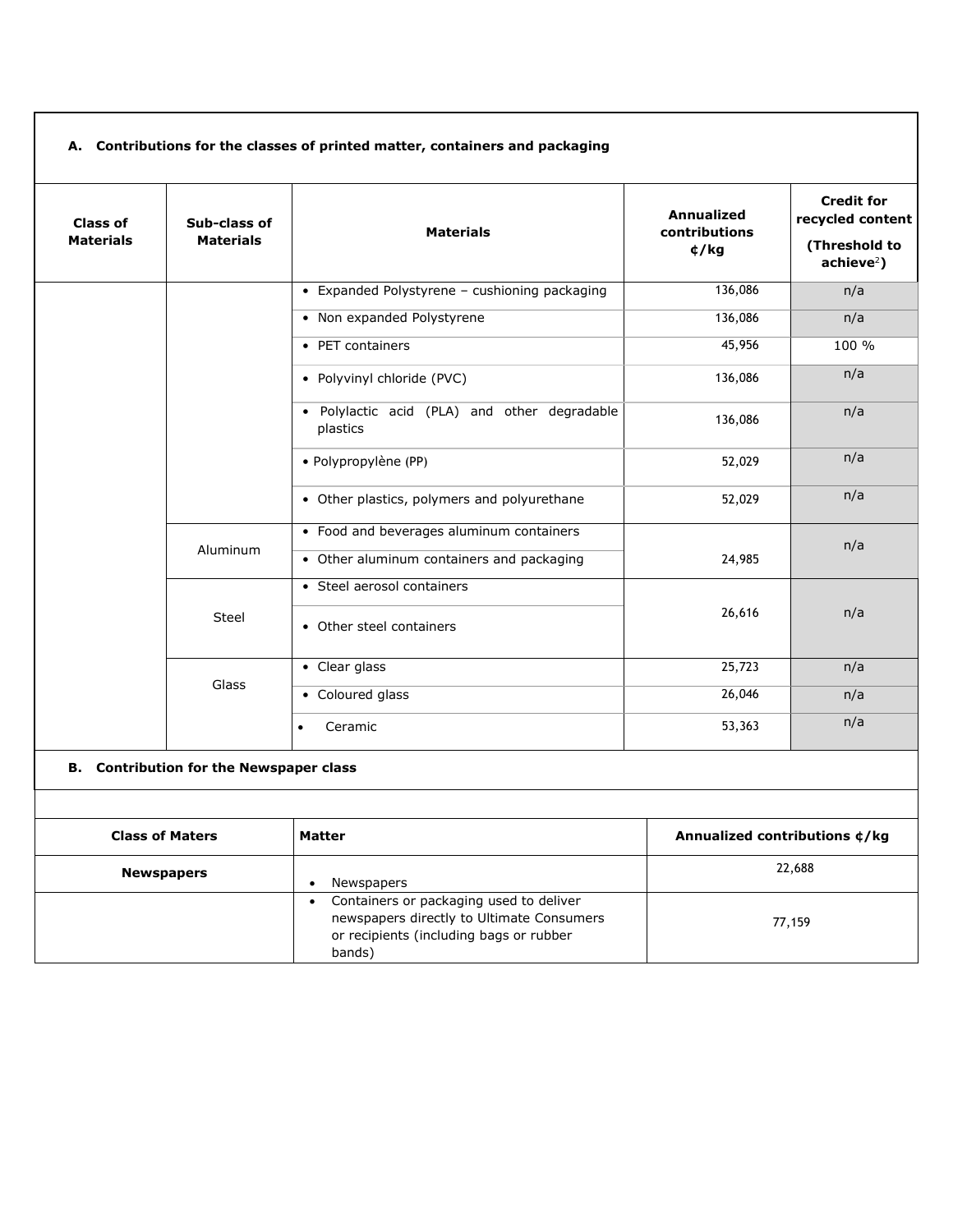### A. Contributions for the classes of printed matter, containers and packaging

| Class of Materials | Sub-class of Materials | Materials | Annualized contributions ¢/kg | Credit for recycled content (Threshold to achieve[2]) |
|---|---|---|---|---|
| | | • Expanded Polystyrene – cushioning packaging | 136,086 | n/a |
| | | • Non expanded Polystyrene | 136,086 | n/a |
| | | • PET containers | 45,956 | 100 % |
| | | • Polyvinyl chloride (PVC) | 136,086 | n/a |
| | | • Polylactic acid (PLA) and other degradable plastics | 136,086 | n/a |
| | | • Polypropylène (PP) | 52,029 | n/a |
| | | • Other plastics, polymers and polyurethane | 52,029 | n/a |
| | Aluminum | • Food and beverages aluminum containers | 24,985 | n/a |
| | | • Other aluminum containers and packaging | | |
| | Steel | • Steel aerosol containers | 26,616 | n/a |
| | | • Other steel containers | | |
| | Glass | • Clear glass | 25,723 | n/a |
| | | • Coloured glass | 26,046 | n/a |
| | | • Ceramic | 53,363 | n/a |

### B. Contribution for the Newspaper class

| Class of Maters | Matter | Annualized contributions ¢/kg |
|---|---|---|
| **Newspapers** | • Newspapers | 22,688 |
| | • Containers or packaging used to deliver newspapers directly to Ultimate Consumers or recipients (including bags or rubber bands) | 77,159 |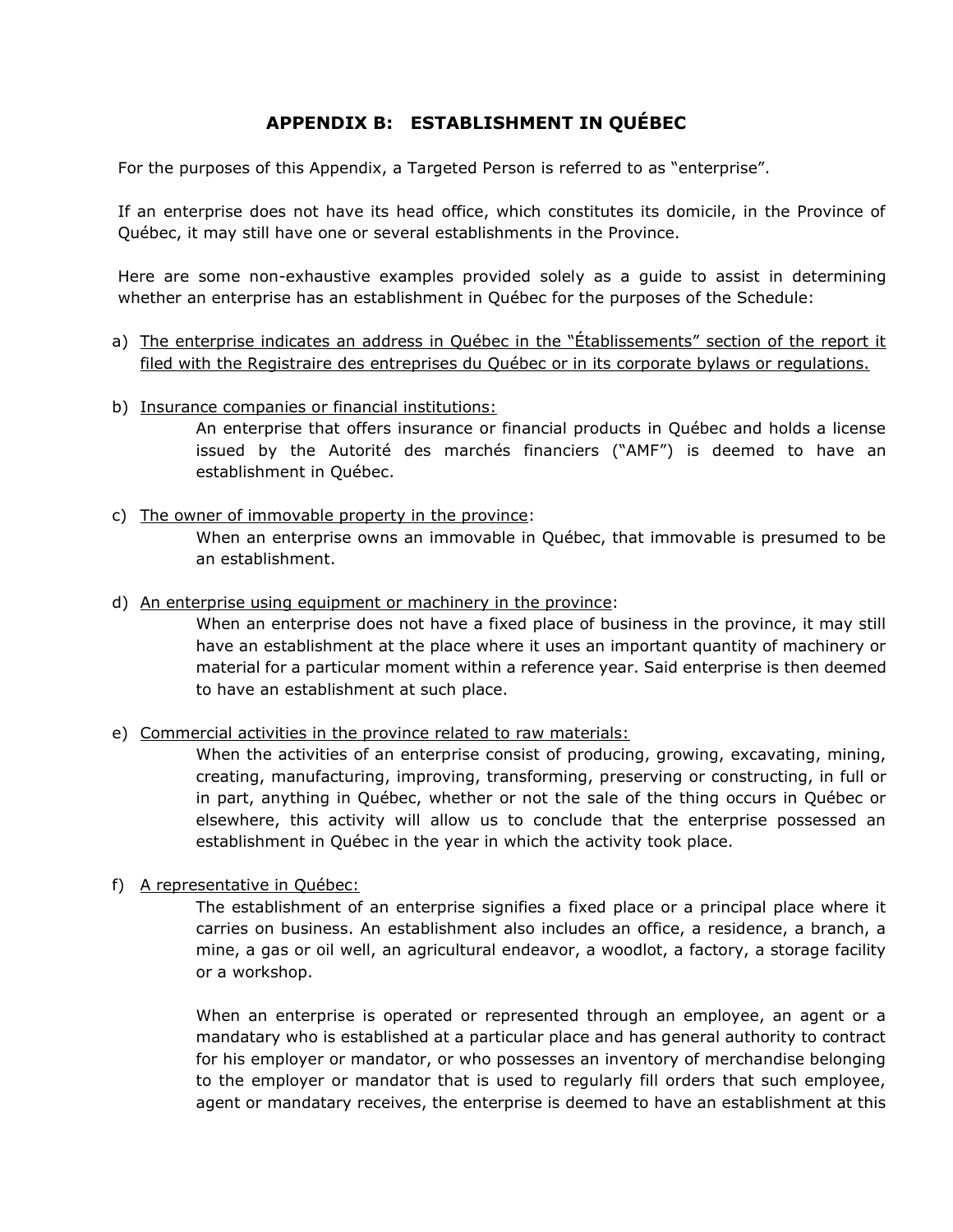## APPENDIX B: ESTABLISHMENT IN QUÉBEC

For the purposes of this Appendix, a Targeted Person is referred to as "enterprise".

If an enterprise does not have its head office, which constitutes its domicile, in the Province of Québec, it may still have one or several establishments in the Province.

Here are some non-exhaustive examples provided solely as a guide to assist in determining whether an enterprise has an establishment in Québec for the purposes of the Schedule:

a) <u>The enterprise indicates an address in Québec in the "Établissements" section of the report it filed with the Registraire des entreprises du Québec or in its corporate bylaws or regulations.</u>

b) <u>Insurance companies or financial institutions:</u>

   An enterprise that offers insurance or financial products in Québec and holds a license issued by the Autorité des marchés financiers ("AMF") is deemed to have an establishment in Québec.

c) <u>The owner of immovable property in the province</u>:

   When an enterprise owns an immovable in Québec, that immovable is presumed to be an establishment.

d) <u>An enterprise using equipment or machinery in the province</u>:

   When an enterprise does not have a fixed place of business in the province, it may still have an establishment at the place where it uses an important quantity of machinery or material for a particular moment within a reference year. Said enterprise is then deemed to have an establishment at such place.

e) <u>Commercial activities in the province related to raw materials:</u>

   When the activities of an enterprise consist of producing, growing, excavating, mining, creating, manufacturing, improving, transforming, preserving or constructing, in full or in part, anything in Québec, whether or not the sale of the thing occurs in Québec or elsewhere, this activity will allow us to conclude that the enterprise possessed an establishment in Québec in the year in which the activity took place.

f) <u>A representative in Québec:</u>

   The establishment of an enterprise signifies a fixed place or a principal place where it carries on business. An establishment also includes an office, a residence, a branch, a mine, a gas or oil well, an agricultural endeavor, a woodlot, a factory, a storage facility or a workshop.

   When an enterprise is operated or represented through an employee, an agent or a mandatary who is established at a particular place and has general authority to contract for his employer or mandator, or who possesses an inventory of merchandise belonging to the employer or mandator that is used to regularly fill orders that such employee, agent or mandatary receives, the enterprise is deemed to have an establishment at this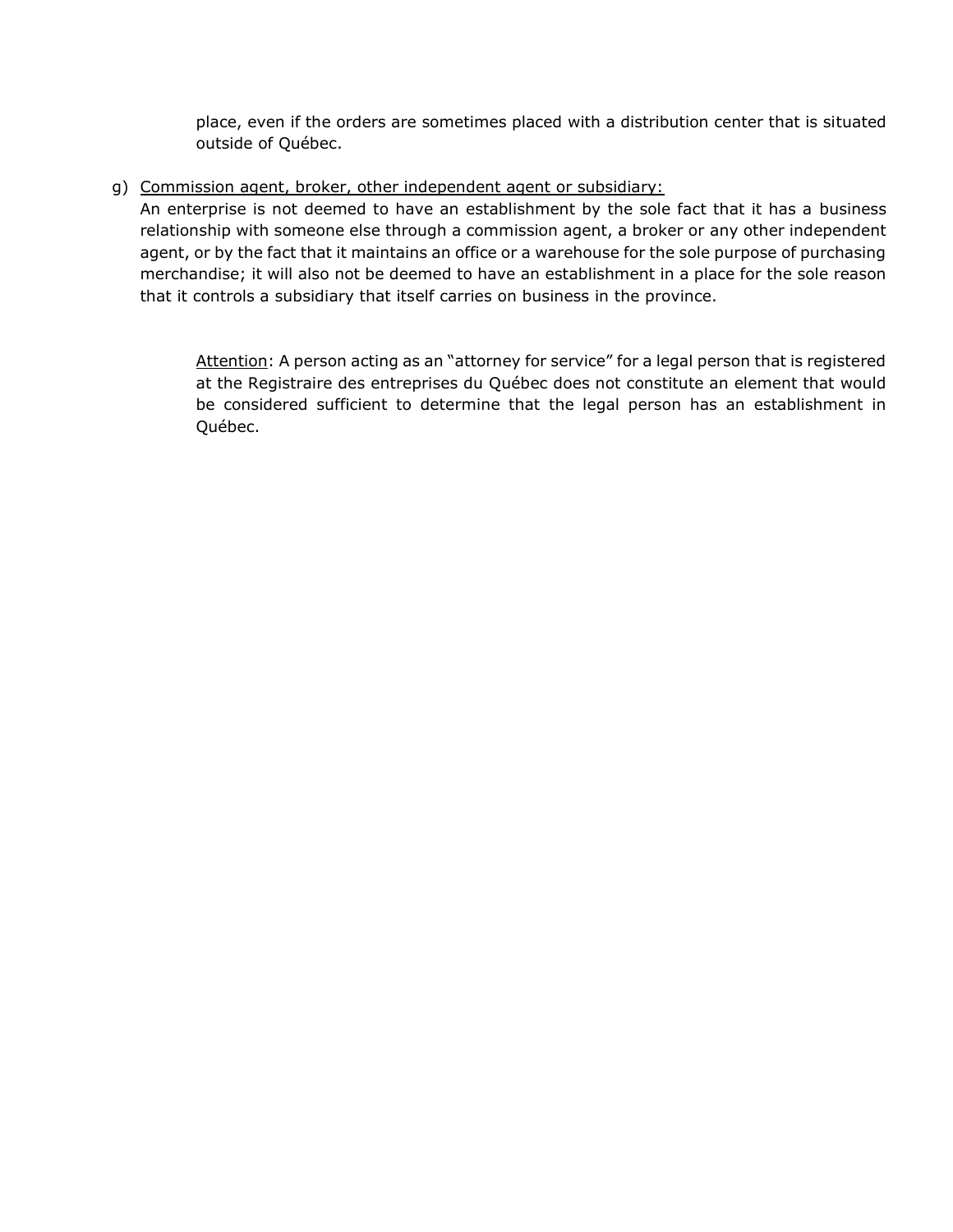place, even if the orders are sometimes placed with a distribution center that is situated outside of Québec.

g) <u>Commission agent, broker, other independent agent or subsidiary:</u>
   An enterprise is not deemed to have an establishment by the sole fact that it has a business relationship with someone else through a commission agent, a broker or any other independent agent, or by the fact that it maintains an office or a warehouse for the sole purpose of purchasing merchandise; it will also not be deemed to have an establishment in a place for the sole reason that it controls a subsidiary that itself carries on business in the province.

   <u>Attention</u>: A person acting as an "attorney for service" for a legal person that is registered at the Registraire des entreprises du Québec does not constitute an element that would be considered sufficient to determine that the legal person has an establishment in Québec.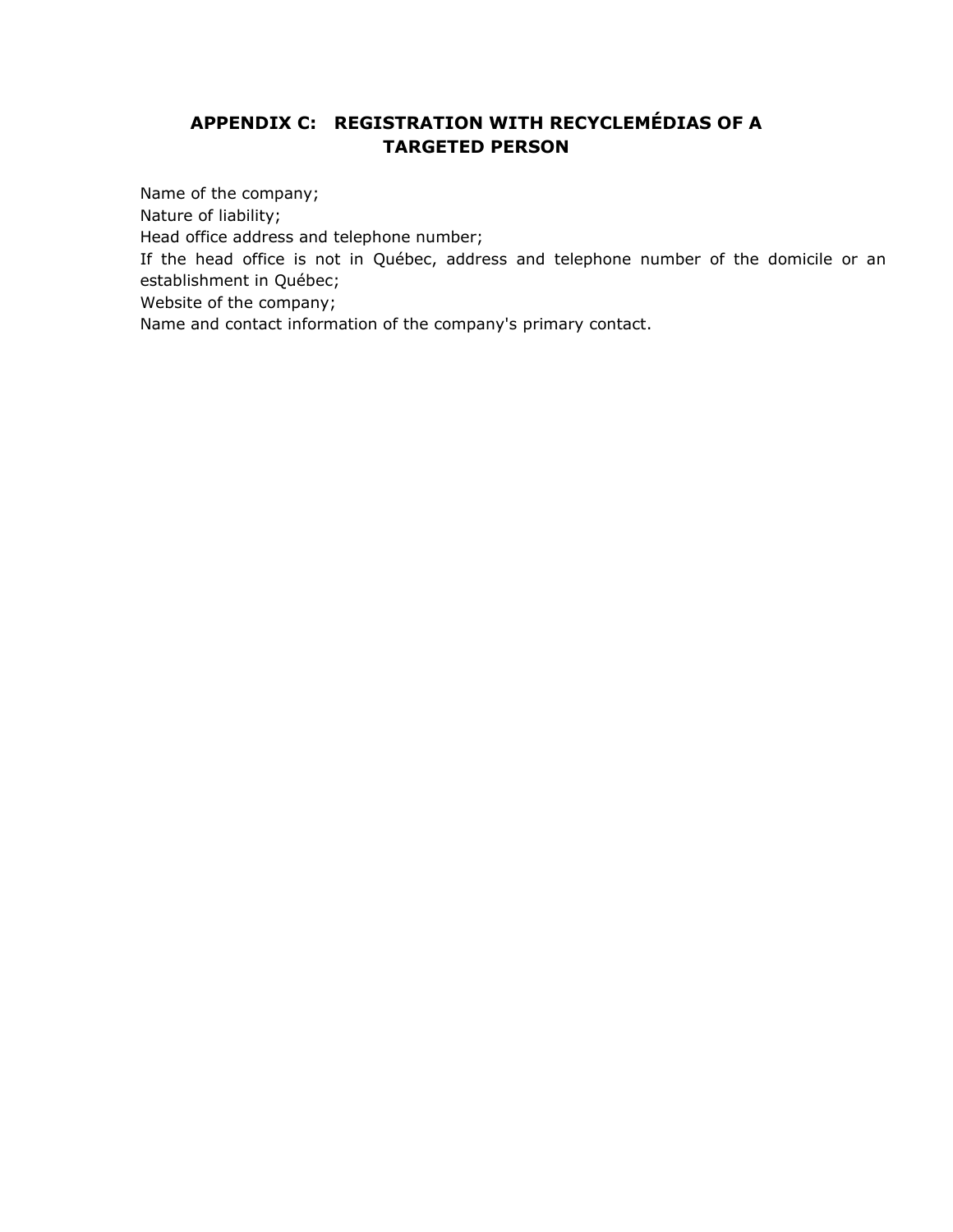## APPENDIX C: REGISTRATION WITH RECYCLEMÉDIAS OF A TARGETED PERSON

Name of the company;
Nature of liability;
Head office address and telephone number;
If the head office is not in Québec, address and telephone number of the domicile or an establishment in Québec;
Website of the company;
Name and contact information of the company's primary contact.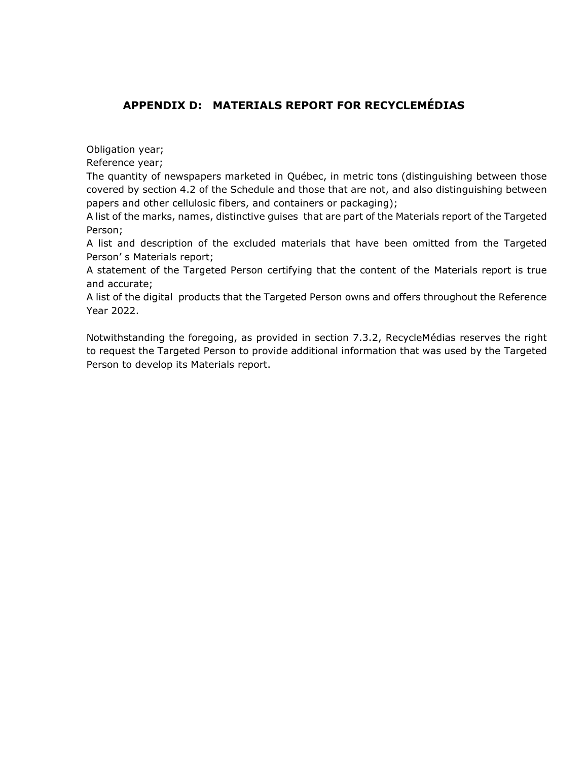## APPENDIX D: MATERIALS REPORT FOR RECYCLEMÉDIAS

Obligation year;
Reference year;
The quantity of newspapers marketed in Québec, in metric tons (distinguishing between those covered by section 4.2 of the Schedule and those that are not, and also distinguishing between papers and other cellulosic fibers, and containers or packaging);
A list of the marks, names, distinctive guises that are part of the Materials report of the Targeted Person;
A list and description of the excluded materials that have been omitted from the Targeted Person' s Materials report;
A statement of the Targeted Person certifying that the content of the Materials report is true and accurate;
A list of the digital products that the Targeted Person owns and offers throughout the Reference Year 2022.

Notwithstanding the foregoing, as provided in section 7.3.2, RecycleMédias reserves the right to request the Targeted Person to provide additional information that was used by the Targeted Person to develop its Materials report.